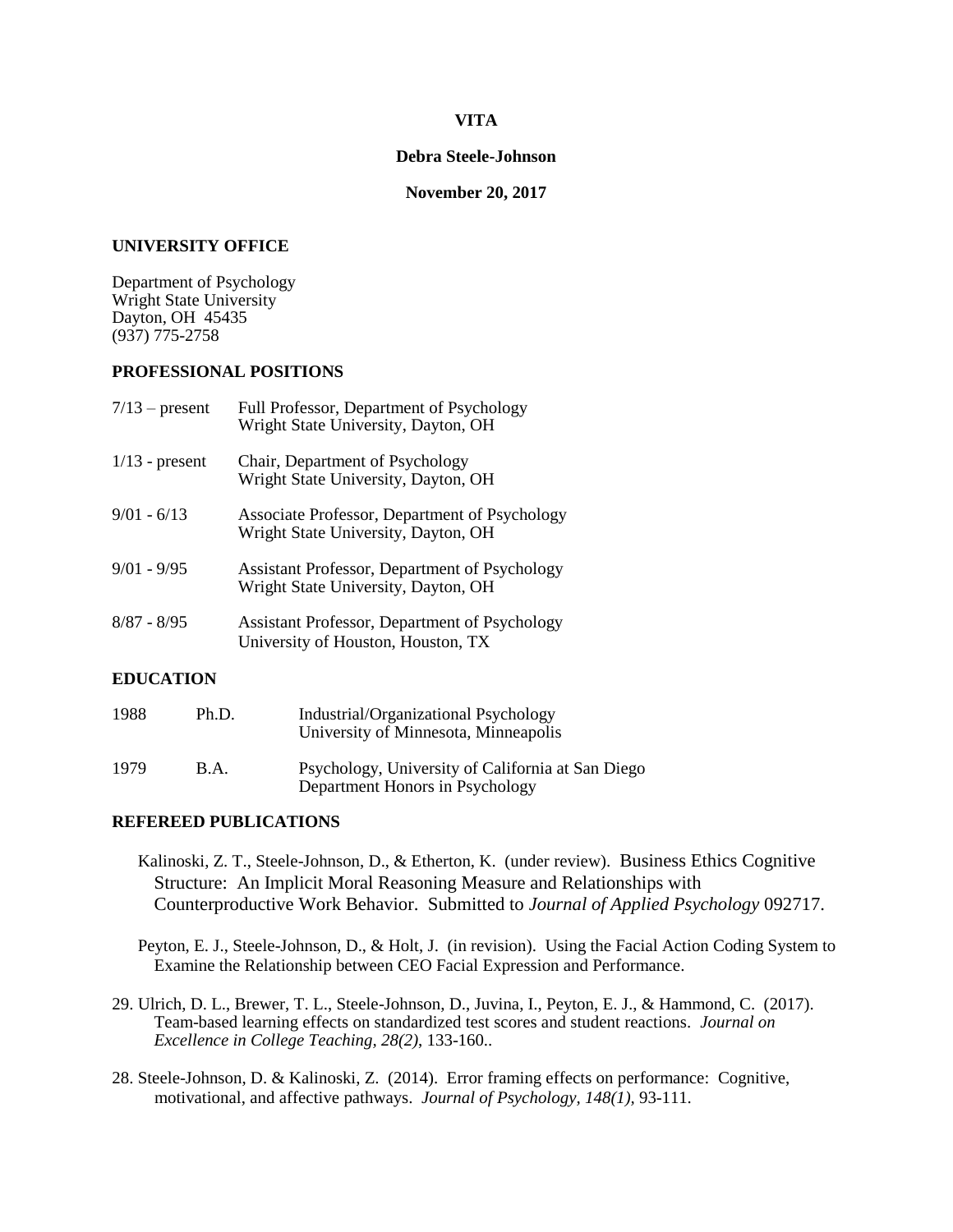**VITA**

**Debra Steele-Johnson**

**November 20, 2017**

## UNIVERSITY OFFICE

Department of Psychology
Wright State University
Dayton, OH 45435
(937) 775-2758

## PROFESSIONAL POSITIONS

| | |
|---|---|
| 7/13 – present | Full Professor, Department of Psychology<br>Wright State University, Dayton, OH |
| 1/13 - present | Chair, Department of Psychology<br>Wright State University, Dayton, OH |
| 9/01 - 6/13 | Associate Professor, Department of Psychology<br>Wright State University, Dayton, OH |
| 9/01 - 9/95 | Assistant Professor, Department of Psychology<br>Wright State University, Dayton, OH |
| 8/87 - 8/95 | Assistant Professor, Department of Psychology<br>University of Houston, Houston, TX |

## EDUCATION

| | | |
|---|---|---|
| 1988 | Ph.D. | Industrial/Organizational Psychology<br>University of Minnesota, Minneapolis |
| 1979 | B.A. | Psychology, University of California at San Diego<br>Department Honors in Psychology |

## REFEREED PUBLICATIONS

Kalinoski, Z. T., Steele-Johnson, D., & Etherton, K. (under review). Business Ethics Cognitive Structure: An Implicit Moral Reasoning Measure and Relationships with Counterproductive Work Behavior. Submitted to *Journal of Applied Psychology* 092717.

Peyton, E. J., Steele-Johnson, D., & Holt, J. (in revision). Using the Facial Action Coding System to Examine the Relationship between CEO Facial Expression and Performance.

29. Ulrich, D. L., Brewer, T. L., Steele-Johnson, D., Juvina, I., Peyton, E. J., & Hammond, C. (2017). Team-based learning effects on standardized test scores and student reactions. *Journal on Excellence in College Teaching, 28(2)*, 133-160..

28. Steele-Johnson, D. & Kalinoski, Z. (2014). Error framing effects on performance: Cognitive, motivational, and affective pathways. *Journal of Psychology, 148(1)*, 93-111.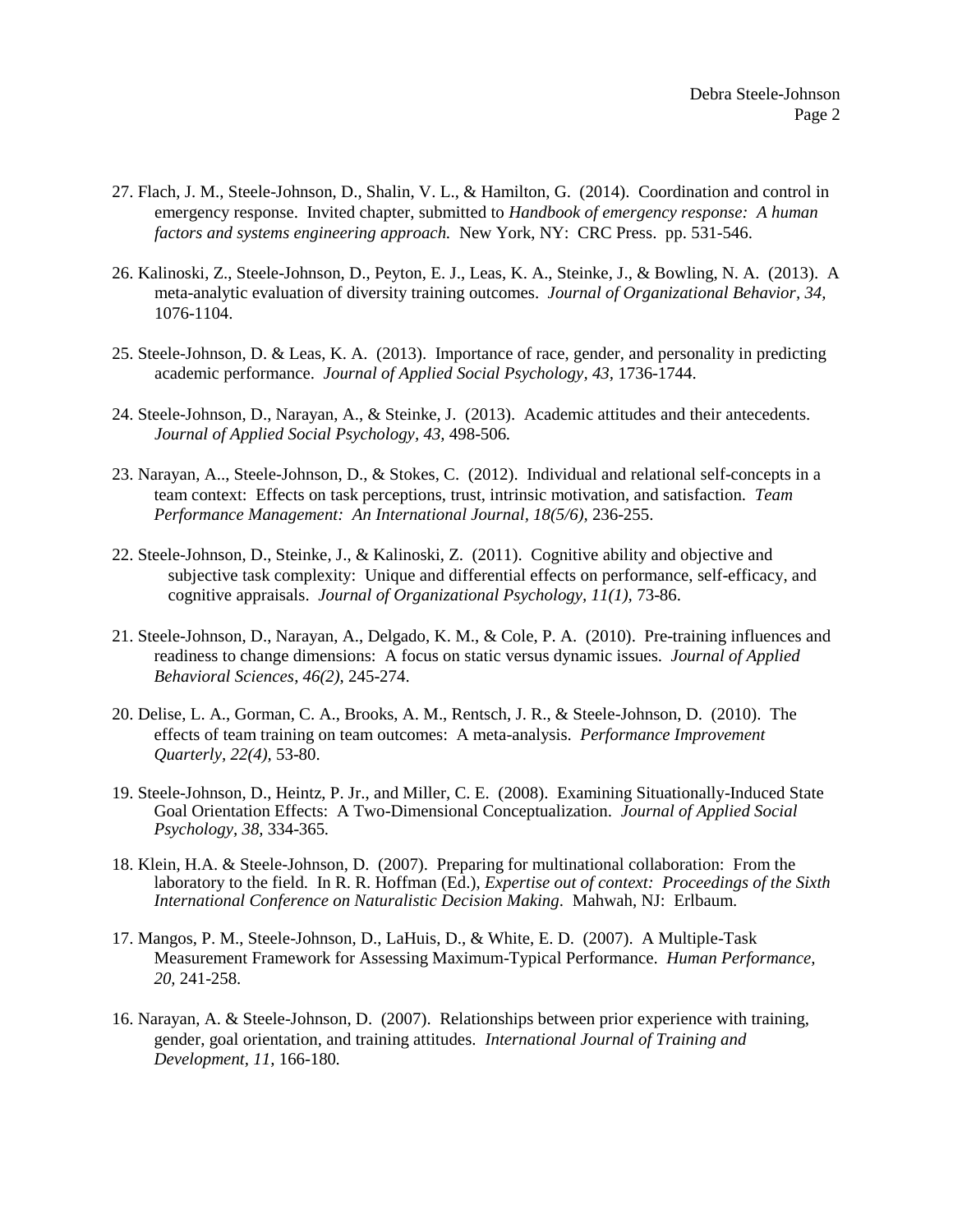27. Flach, J. M., Steele-Johnson, D., Shalin, V. L., & Hamilton, G. (2014). Coordination and control in emergency response. Invited chapter, submitted to *Handbook of emergency response: A human factors and systems engineering approach.* New York, NY: CRC Press. pp. 531-546.

26. Kalinoski, Z., Steele-Johnson, D., Peyton, E. J., Leas, K. A., Steinke, J., & Bowling, N. A. (2013). A meta-analytic evaluation of diversity training outcomes. *Journal of Organizational Behavior, 34,* 1076-1104.

25. Steele-Johnson, D. & Leas, K. A. (2013). Importance of race, gender, and personality in predicting academic performance. *Journal of Applied Social Psychology, 43,* 1736-1744.

24. Steele-Johnson, D., Narayan, A., & Steinke, J. (2013). Academic attitudes and their antecedents. *Journal of Applied Social Psychology, 43,* 498-506.

23. Narayan, A.., Steele-Johnson, D., & Stokes, C. (2012). Individual and relational self-concepts in a team context: Effects on task perceptions, trust, intrinsic motivation, and satisfaction. *Team Performance Management: An International Journal, 18(5/6),* 236-255.

22. Steele-Johnson, D., Steinke, J., & Kalinoski, Z. (2011). Cognitive ability and objective and subjective task complexity: Unique and differential effects on performance, self-efficacy, and cognitive appraisals. *Journal of Organizational Psychology, 11(1),* 73-86.

21. Steele-Johnson, D., Narayan, A., Delgado, K. M., & Cole, P. A. (2010). Pre-training influences and readiness to change dimensions: A focus on static versus dynamic issues. *Journal of Applied Behavioral Sciences, 46(2),* 245-274.

20. Delise, L. A., Gorman, C. A., Brooks, A. M., Rentsch, J. R., & Steele-Johnson, D. (2010). The effects of team training on team outcomes: A meta-analysis. *Performance Improvement Quarterly, 22(4),* 53-80.

19. Steele-Johnson, D., Heintz, P. Jr., and Miller, C. E. (2008). Examining Situationally-Induced State Goal Orientation Effects: A Two-Dimensional Conceptualization. *Journal of Applied Social Psychology, 38,* 334-365.

18. Klein, H.A. & Steele-Johnson, D. (2007). Preparing for multinational collaboration: From the laboratory to the field. In R. R. Hoffman (Ed.), *Expertise out of context: Proceedings of the Sixth International Conference on Naturalistic Decision Making*. Mahwah, NJ: Erlbaum.

17. Mangos, P. M., Steele-Johnson, D., LaHuis, D., & White, E. D. (2007). A Multiple-Task Measurement Framework for Assessing Maximum-Typical Performance. *Human Performance, 20,* 241-258.

16. Narayan, A. & Steele-Johnson, D. (2007). Relationships between prior experience with training, gender, goal orientation, and training attitudes. *International Journal of Training and Development, 11,* 166-180.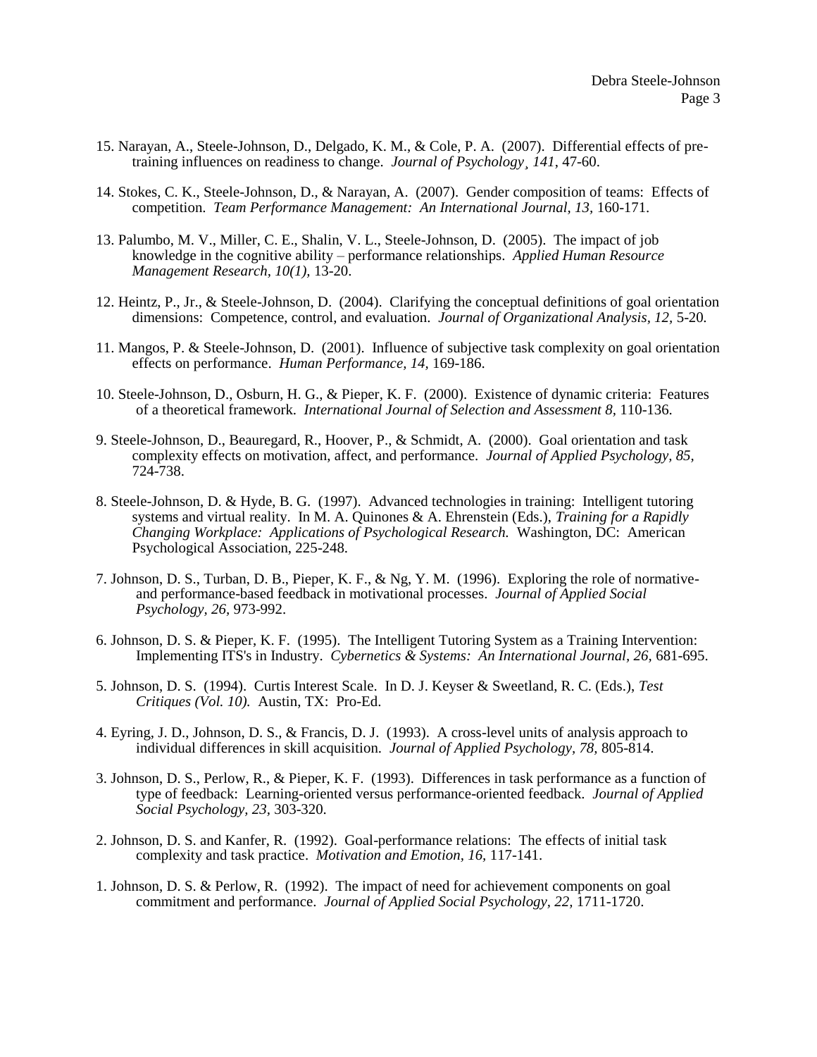15. Narayan, A., Steele-Johnson, D., Delgado, K. M., & Cole, P. A. (2007). Differential effects of pre-training influences on readiness to change. *Journal of Psychology¸ 141*, 47-60.

14. Stokes, C. K., Steele-Johnson, D., & Narayan, A. (2007). Gender composition of teams: Effects of competition. *Team Performance Management: An International Journal, 13,* 160-171.

13. Palumbo, M. V., Miller, C. E., Shalin, V. L., Steele-Johnson, D. (2005). The impact of job knowledge in the cognitive ability – performance relationships. *Applied Human Resource Management Research, 10(1),* 13-20.

12. Heintz, P., Jr., & Steele-Johnson, D. (2004). Clarifying the conceptual definitions of goal orientation dimensions: Competence, control, and evaluation. *Journal of Organizational Analysis, 12,* 5-20.

11. Mangos, P. & Steele-Johnson, D. (2001). Influence of subjective task complexity on goal orientation effects on performance. *Human Performance, 14,* 169-186.

10. Steele-Johnson, D., Osburn, H. G., & Pieper, K. F. (2000). Existence of dynamic criteria: Features of a theoretical framework. *International Journal of Selection and Assessment 8,* 110-136.

9. Steele-Johnson, D., Beauregard, R., Hoover, P., & Schmidt, A. (2000). Goal orientation and task complexity effects on motivation, affect, and performance. *Journal of Applied Psychology, 85,* 724-738.

8. Steele-Johnson, D. & Hyde, B. G. (1997). Advanced technologies in training: Intelligent tutoring systems and virtual reality. In M. A. Quinones & A. Ehrenstein (Eds.), *Training for a Rapidly Changing Workplace: Applications of Psychological Research.* Washington, DC: American Psychological Association, 225-248.

7. Johnson, D. S., Turban, D. B., Pieper, K. F., & Ng, Y. M. (1996). Exploring the role of normative- and performance-based feedback in motivational processes. *Journal of Applied Social Psychology, 26,* 973-992.

6. Johnson, D. S. & Pieper, K. F. (1995). The Intelligent Tutoring System as a Training Intervention: Implementing ITS's in Industry. *Cybernetics & Systems: An International Journal, 26,* 681-695.

5. Johnson, D. S. (1994). Curtis Interest Scale. In D. J. Keyser & Sweetland, R. C. (Eds.), *Test Critiques (Vol. 10).* Austin, TX: Pro-Ed.

4. Eyring, J. D., Johnson, D. S., & Francis, D. J. (1993). A cross-level units of analysis approach to individual differences in skill acquisition. *Journal of Applied Psychology, 78,* 805-814.

3. Johnson, D. S., Perlow, R., & Pieper, K. F. (1993). Differences in task performance as a function of type of feedback: Learning-oriented versus performance-oriented feedback. *Journal of Applied Social Psychology, 23,* 303-320.

2. Johnson, D. S. and Kanfer, R. (1992). Goal-performance relations: The effects of initial task complexity and task practice. *Motivation and Emotion, 16,* 117-141.

1. Johnson, D. S. & Perlow, R. (1992). The impact of need for achievement components on goal commitment and performance. *Journal of Applied Social Psychology, 22,* 1711-1720.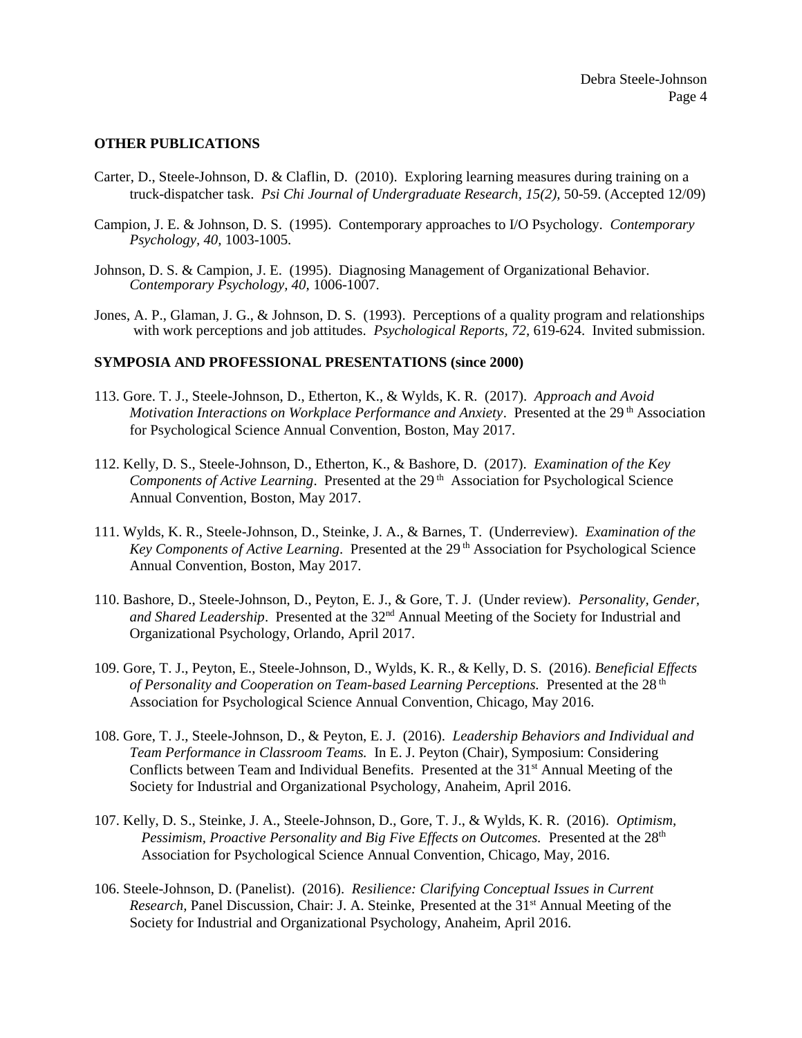## OTHER PUBLICATIONS

Carter, D., Steele-Johnson, D. & Claflin, D. (2010). Exploring learning measures during training on a truck-dispatcher task. *Psi Chi Journal of Undergraduate Research, 15(2),* 50-59. (Accepted 12/09)

Campion, J. E. & Johnson, D. S. (1995). Contemporary approaches to I/O Psychology. *Contemporary Psychology, 40,* 1003-1005.

Johnson, D. S. & Campion, J. E. (1995). Diagnosing Management of Organizational Behavior. *Contemporary Psychology, 40,* 1006-1007.

Jones, A. P., Glaman, J. G., & Johnson, D. S. (1993). Perceptions of a quality program and relationships with work perceptions and job attitudes. *Psychological Reports, 72,* 619-624. Invited submission.

## SYMPOSIA AND PROFESSIONAL PRESENTATIONS (since 2000)

113. Gore. T. J., Steele-Johnson, D., Etherton, K., & Wylds, K. R. (2017). *Approach and Avoid Motivation Interactions on Workplace Performance and Anxiety*. Presented at the 29th Association for Psychological Science Annual Convention, Boston, May 2017.

112. Kelly, D. S., Steele-Johnson, D., Etherton, K., & Bashore, D. (2017). *Examination of the Key Components of Active Learning*. Presented at the 29th Association for Psychological Science Annual Convention, Boston, May 2017.

111. Wylds, K. R., Steele-Johnson, D., Steinke, J. A., & Barnes, T. (Underreview). *Examination of the Key Components of Active Learning*. Presented at the 29th Association for Psychological Science Annual Convention, Boston, May 2017.

110. Bashore, D., Steele-Johnson, D., Peyton, E. J., & Gore, T. J. (Under review). *Personality, Gender, and Shared Leadership*. Presented at the 32nd Annual Meeting of the Society for Industrial and Organizational Psychology, Orlando, April 2017.

109. Gore, T. J., Peyton, E., Steele-Johnson, D., Wylds, K. R., & Kelly, D. S. (2016). *Beneficial Effects of Personality and Cooperation on Team-based Learning Perceptions.* Presented at the 28th Association for Psychological Science Annual Convention, Chicago, May 2016.

108. Gore, T. J., Steele-Johnson, D., & Peyton, E. J. (2016). *Leadership Behaviors and Individual and Team Performance in Classroom Teams.* In E. J. Peyton (Chair), Symposium: Considering Conflicts between Team and Individual Benefits. Presented at the 31st Annual Meeting of the Society for Industrial and Organizational Psychology, Anaheim, April 2016.

107. Kelly, D. S., Steinke, J. A., Steele-Johnson, D., Gore, T. J., & Wylds, K. R. (2016). *Optimism, Pessimism, Proactive Personality and Big Five Effects on Outcomes.* Presented at the 28th Association for Psychological Science Annual Convention, Chicago, May, 2016.

106. Steele-Johnson, D. (Panelist). (2016). *Resilience: Clarifying Conceptual Issues in Current Research*, Panel Discussion, Chair: J. A. Steinke, Presented at the 31st Annual Meeting of the Society for Industrial and Organizational Psychology, Anaheim, April 2016.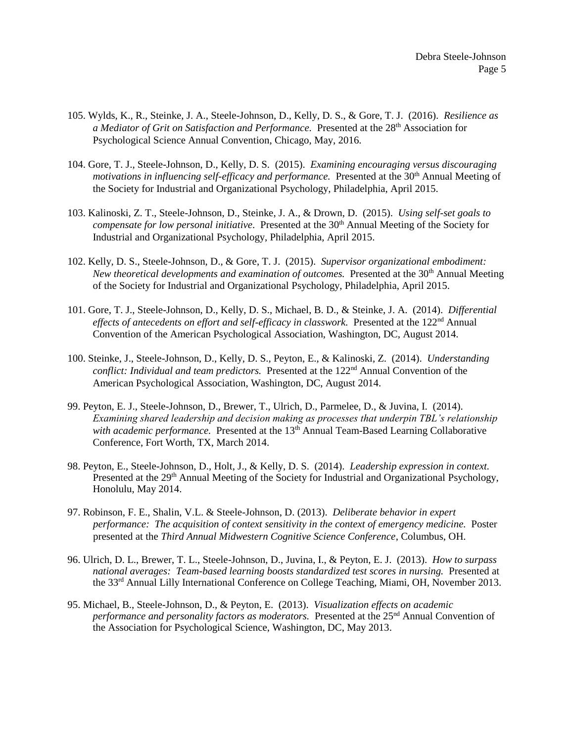105. Wylds, K., R., Steinke, J. A., Steele-Johnson, D., Kelly, D. S., & Gore, T. J. (2016). *Resilience as a Mediator of Grit on Satisfaction and Performance*. Presented at the 28th Association for Psychological Science Annual Convention, Chicago, May, 2016.

104. Gore, T. J., Steele-Johnson, D., Kelly, D. S. (2015). *Examining encouraging versus discouraging motivations in influencing self-efficacy and performance.* Presented at the 30th Annual Meeting of the Society for Industrial and Organizational Psychology, Philadelphia, April 2015.

103. Kalinoski, Z. T., Steele-Johnson, D., Steinke, J. A., & Drown, D. (2015). *Using self-set goals to compensate for low personal initiative*. Presented at the 30th Annual Meeting of the Society for Industrial and Organizational Psychology, Philadelphia, April 2015.

102. Kelly, D. S., Steele-Johnson, D., & Gore, T. J. (2015). *Supervisor organizational embodiment: New theoretical developments and examination of outcomes.* Presented at the 30th Annual Meeting of the Society for Industrial and Organizational Psychology, Philadelphia, April 2015.

101. Gore, T. J., Steele-Johnson, D., Kelly, D. S., Michael, B. D., & Steinke, J. A. (2014). *Differential effects of antecedents on effort and self-efficacy in classwork*. Presented at the 122nd Annual Convention of the American Psychological Association, Washington, DC, August 2014.

100. Steinke, J., Steele-Johnson, D., Kelly, D. S., Peyton, E., & Kalinoski, Z. (2014). *Understanding conflict: Individual and team predictors.* Presented at the 122nd Annual Convention of the American Psychological Association, Washington, DC, August 2014.

99. Peyton, E. J., Steele-Johnson, D., Brewer, T., Ulrich, D., Parmelee, D., & Juvina, I. (2014). *Examining shared leadership and decision making as processes that underpin TBL's relationship with academic performance.* Presented at the 13th Annual Team-Based Learning Collaborative Conference, Fort Worth, TX, March 2014.

98. Peyton, E., Steele-Johnson, D., Holt, J., & Kelly, D. S. (2014). *Leadership expression in context.* Presented at the 29th Annual Meeting of the Society for Industrial and Organizational Psychology, Honolulu, May 2014.

97. Robinson, F. E., Shalin, V.L. & Steele-Johnson, D. (2013). *Deliberate behavior in expert performance: The acquisition of context sensitivity in the context of emergency medicine.* Poster presented at the *Third Annual Midwestern Cognitive Science Conference*, Columbus, OH.

96. Ulrich, D. L., Brewer, T. L., Steele-Johnson, D., Juvina, I., & Peyton, E. J. (2013). *How to surpass national averages: Team-based learning boosts standardized test scores in nursing.* Presented at the 33rd Annual Lilly International Conference on College Teaching, Miami, OH, November 2013.

95. Michael, B., Steele-Johnson, D., & Peyton, E. (2013). *Visualization effects on academic performance and personality factors as moderators.* Presented at the 25nd Annual Convention of the Association for Psychological Science, Washington, DC, May 2013.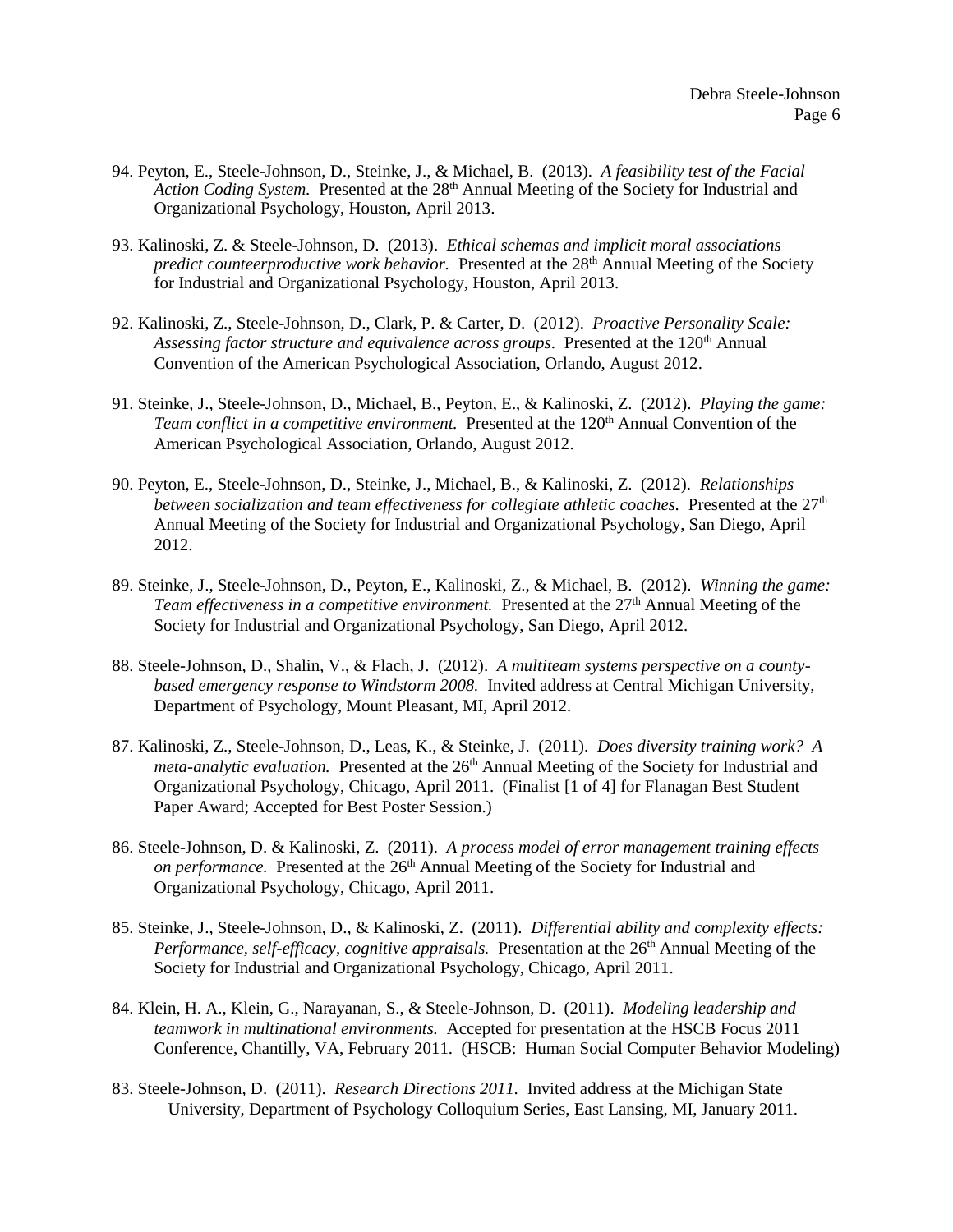94. Peyton, E., Steele-Johnson, D., Steinke, J., & Michael, B. (2013). *A feasibility test of the Facial Action Coding System.* Presented at the 28th Annual Meeting of the Society for Industrial and Organizational Psychology, Houston, April 2013.

93. Kalinoski, Z. & Steele-Johnson, D. (2013). *Ethical schemas and implicit moral associations predict counteerproductive work behavior.* Presented at the 28th Annual Meeting of the Society for Industrial and Organizational Psychology, Houston, April 2013.

92. Kalinoski, Z., Steele-Johnson, D., Clark, P. & Carter, D. (2012). *Proactive Personality Scale: Assessing factor structure and equivalence across groups*. Presented at the 120th Annual Convention of the American Psychological Association, Orlando, August 2012.

91. Steinke, J., Steele-Johnson, D., Michael, B., Peyton, E., & Kalinoski, Z. (2012). *Playing the game: Team conflict in a competitive environment.* Presented at the 120th Annual Convention of the American Psychological Association, Orlando, August 2012.

90. Peyton, E., Steele-Johnson, D., Steinke, J., Michael, B., & Kalinoski, Z. (2012). *Relationships between socialization and team effectiveness for collegiate athletic coaches.* Presented at the 27th Annual Meeting of the Society for Industrial and Organizational Psychology, San Diego, April 2012.

89. Steinke, J., Steele-Johnson, D., Peyton, E., Kalinoski, Z., & Michael, B. (2012). *Winning the game: Team effectiveness in a competitive environment.* Presented at the 27th Annual Meeting of the Society for Industrial and Organizational Psychology, San Diego, April 2012.

88. Steele-Johnson, D., Shalin, V., & Flach, J. (2012). *A multiteam systems perspective on a county-based emergency response to Windstorm 2008.* Invited address at Central Michigan University, Department of Psychology, Mount Pleasant, MI, April 2012.

87. Kalinoski, Z., Steele-Johnson, D., Leas, K., & Steinke, J. (2011). *Does diversity training work? A meta-analytic evaluation.* Presented at the 26th Annual Meeting of the Society for Industrial and Organizational Psychology, Chicago, April 2011. (Finalist [1 of 4] for Flanagan Best Student Paper Award; Accepted for Best Poster Session.)

86. Steele-Johnson, D. & Kalinoski, Z. (2011). *A process model of error management training effects on performance.* Presented at the 26th Annual Meeting of the Society for Industrial and Organizational Psychology, Chicago, April 2011.

85. Steinke, J., Steele-Johnson, D., & Kalinoski, Z. (2011). *Differential ability and complexity effects: Performance, self-efficacy, cognitive appraisals.* Presentation at the 26th Annual Meeting of the Society for Industrial and Organizational Psychology, Chicago, April 2011.

84. Klein, H. A., Klein, G., Narayanan, S., & Steele-Johnson, D. (2011). *Modeling leadership and teamwork in multinational environments.* Accepted for presentation at the HSCB Focus 2011 Conference, Chantilly, VA, February 2011. (HSCB: Human Social Computer Behavior Modeling)

83. Steele-Johnson, D. (2011). *Research Directions 2011.* Invited address at the Michigan State University, Department of Psychology Colloquium Series, East Lansing, MI, January 2011.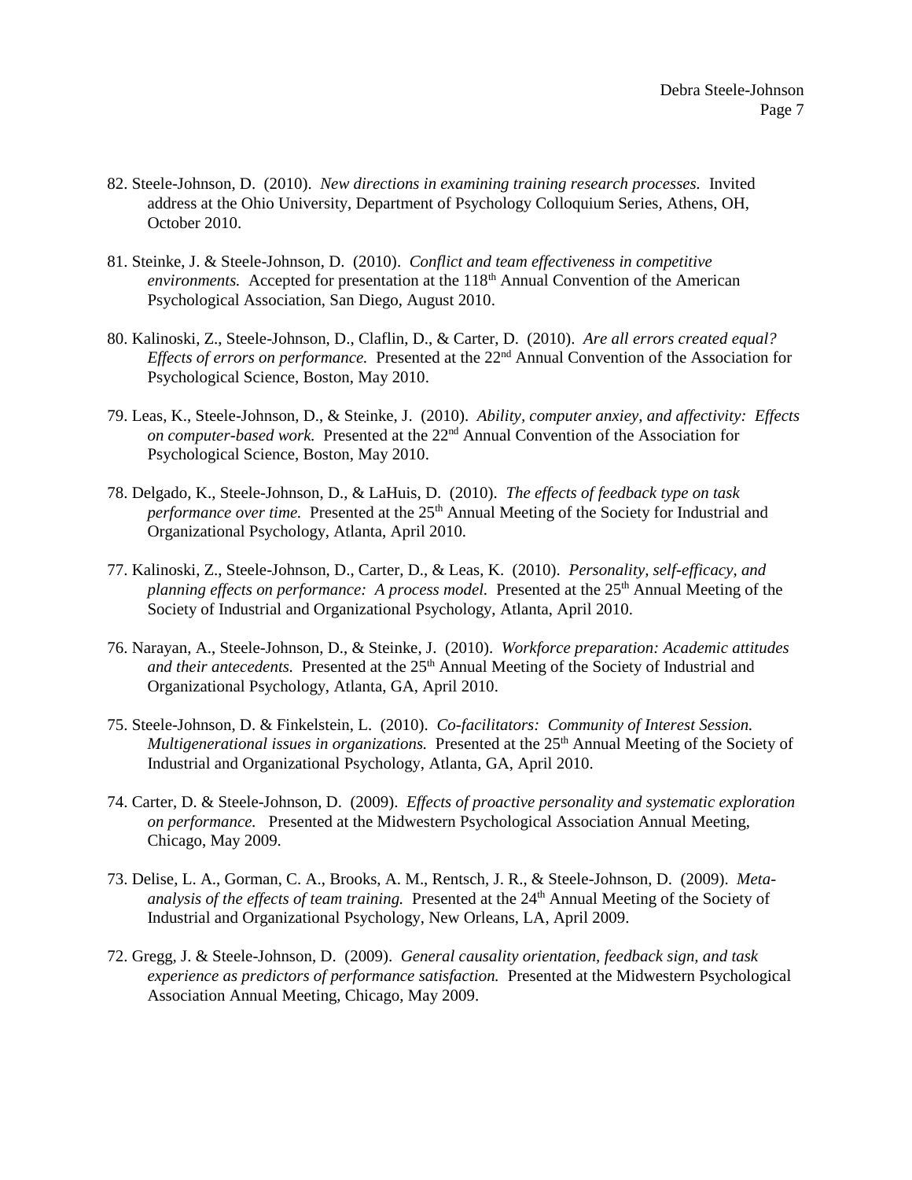82. Steele-Johnson, D. (2010). *New directions in examining training research processes.* Invited address at the Ohio University, Department of Psychology Colloquium Series, Athens, OH, October 2010.

81. Steinke, J. & Steele-Johnson, D. (2010). *Conflict and team effectiveness in competitive environments.* Accepted for presentation at the 118th Annual Convention of the American Psychological Association, San Diego, August 2010.

80. Kalinoski, Z., Steele-Johnson, D., Claflin, D., & Carter, D. (2010). *Are all errors created equal? Effects of errors on performance.* Presented at the 22nd Annual Convention of the Association for Psychological Science, Boston, May 2010.

79. Leas, K., Steele-Johnson, D., & Steinke, J. (2010). *Ability, computer anxiey, and affectivity: Effects on computer-based work.* Presented at the 22nd Annual Convention of the Association for Psychological Science, Boston, May 2010.

78. Delgado, K., Steele-Johnson, D., & LaHuis, D. (2010). *The effects of feedback type on task performance over time.* Presented at the 25th Annual Meeting of the Society for Industrial and Organizational Psychology, Atlanta, April 2010.

77. Kalinoski, Z., Steele-Johnson, D., Carter, D., & Leas, K. (2010). *Personality, self-efficacy, and planning effects on performance: A process model.* Presented at the 25th Annual Meeting of the Society of Industrial and Organizational Psychology, Atlanta, April 2010.

76. Narayan, A., Steele-Johnson, D., & Steinke, J. (2010). *Workforce preparation: Academic attitudes and their antecedents.* Presented at the 25th Annual Meeting of the Society of Industrial and Organizational Psychology, Atlanta, GA, April 2010.

75. Steele-Johnson, D. & Finkelstein, L. (2010). *Co-facilitators: Community of Interest Session. Multigenerational issues in organizations.* Presented at the 25th Annual Meeting of the Society of Industrial and Organizational Psychology, Atlanta, GA, April 2010.

74. Carter, D. & Steele-Johnson, D. (2009). *Effects of proactive personality and systematic exploration on performance.* Presented at the Midwestern Psychological Association Annual Meeting, Chicago, May 2009.

73. Delise, L. A., Gorman, C. A., Brooks, A. M., Rentsch, J. R., & Steele-Johnson, D. (2009). *Meta-analysis of the effects of team training.* Presented at the 24th Annual Meeting of the Society of Industrial and Organizational Psychology, New Orleans, LA, April 2009.

72. Gregg, J. & Steele-Johnson, D. (2009). *General causality orientation, feedback sign, and task experience as predictors of performance satisfaction.* Presented at the Midwestern Psychological Association Annual Meeting, Chicago, May 2009.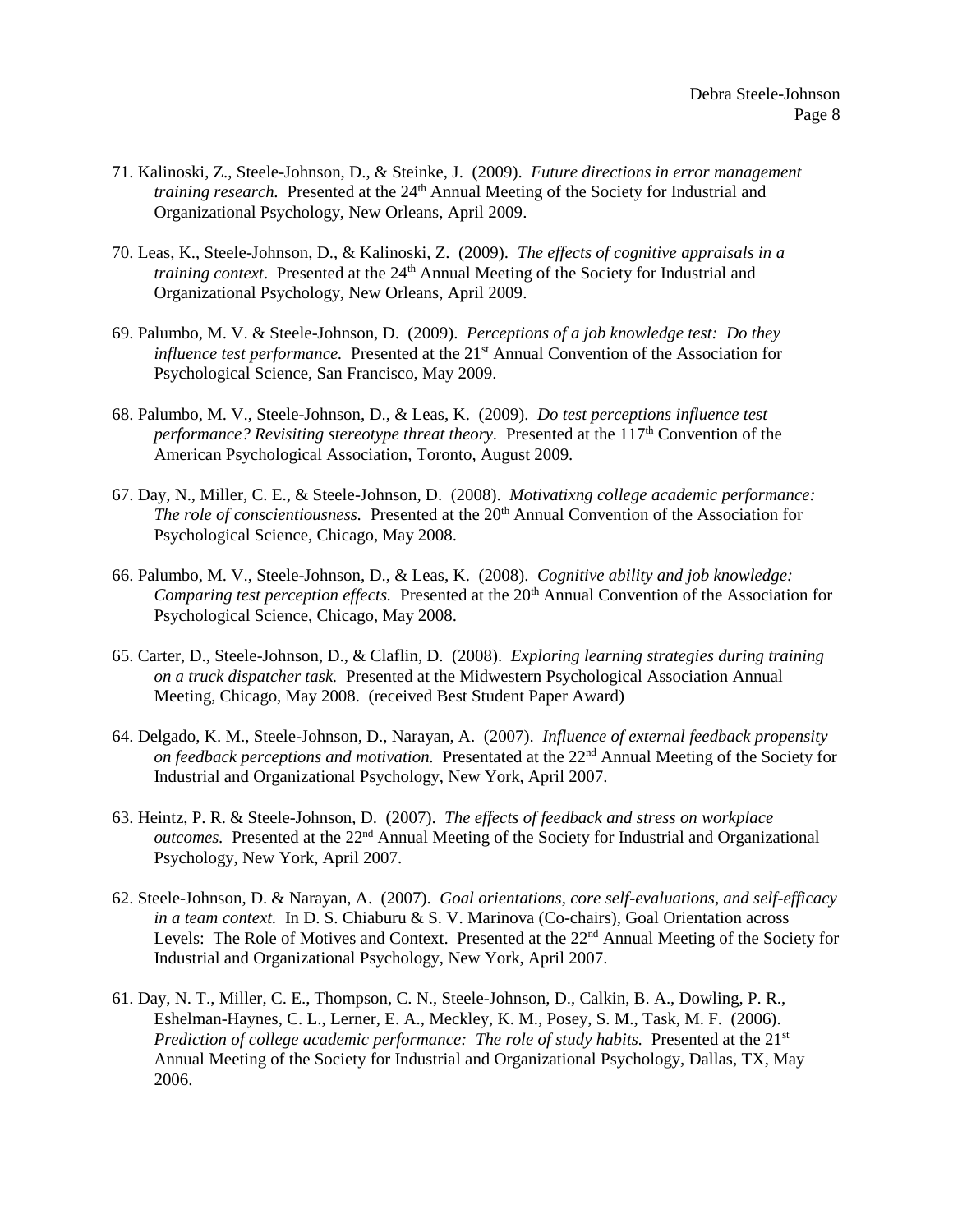71. Kalinoski, Z., Steele-Johnson, D., & Steinke, J. (2009). *Future directions in error management training research.* Presented at the 24th Annual Meeting of the Society for Industrial and Organizational Psychology, New Orleans, April 2009.

70. Leas, K., Steele-Johnson, D., & Kalinoski, Z. (2009). *The effects of cognitive appraisals in a training context*. Presented at the 24th Annual Meeting of the Society for Industrial and Organizational Psychology, New Orleans, April 2009.

69. Palumbo, M. V. & Steele-Johnson, D. (2009). *Perceptions of a job knowledge test: Do they influence test performance.* Presented at the 21st Annual Convention of the Association for Psychological Science, San Francisco, May 2009.

68. Palumbo, M. V., Steele-Johnson, D., & Leas, K. (2009). *Do test perceptions influence test performance? Revisiting stereotype threat theory*. Presented at the 117th Convention of the American Psychological Association, Toronto, August 2009.

67. Day, N., Miller, C. E., & Steele-Johnson, D. (2008). *Motivatixng college academic performance: The role of conscientiousness.* Presented at the 20th Annual Convention of the Association for Psychological Science, Chicago, May 2008.

66. Palumbo, M. V., Steele-Johnson, D., & Leas, K. (2008). *Cognitive ability and job knowledge: Comparing test perception effects.* Presented at the 20th Annual Convention of the Association for Psychological Science, Chicago, May 2008.

65. Carter, D., Steele-Johnson, D., & Claflin, D. (2008). *Exploring learning strategies during training on a truck dispatcher task.* Presented at the Midwestern Psychological Association Annual Meeting, Chicago, May 2008. (received Best Student Paper Award)

64. Delgado, K. M., Steele-Johnson, D., Narayan, A. (2007). *Influence of external feedback propensity on feedback perceptions and motivation.* Presentated at the 22nd Annual Meeting of the Society for Industrial and Organizational Psychology, New York, April 2007.

63. Heintz, P. R. & Steele-Johnson, D. (2007). *The effects of feedback and stress on workplace outcomes.* Presented at the 22nd Annual Meeting of the Society for Industrial and Organizational Psychology, New York, April 2007.

62. Steele-Johnson, D. & Narayan, A. (2007). *Goal orientations, core self-evaluations, and self-efficacy in a team context.* In D. S. Chiaburu & S. V. Marinova (Co-chairs), Goal Orientation across Levels: The Role of Motives and Context. Presented at the 22nd Annual Meeting of the Society for Industrial and Organizational Psychology, New York, April 2007.

61. Day, N. T., Miller, C. E., Thompson, C. N., Steele-Johnson, D., Calkin, B. A., Dowling, P. R., Eshelman-Haynes, C. L., Lerner, E. A., Meckley, K. M., Posey, S. M., Task, M. F. (2006). *Prediction of college academic performance: The role of study habits.* Presented at the 21st Annual Meeting of the Society for Industrial and Organizational Psychology, Dallas, TX, May 2006.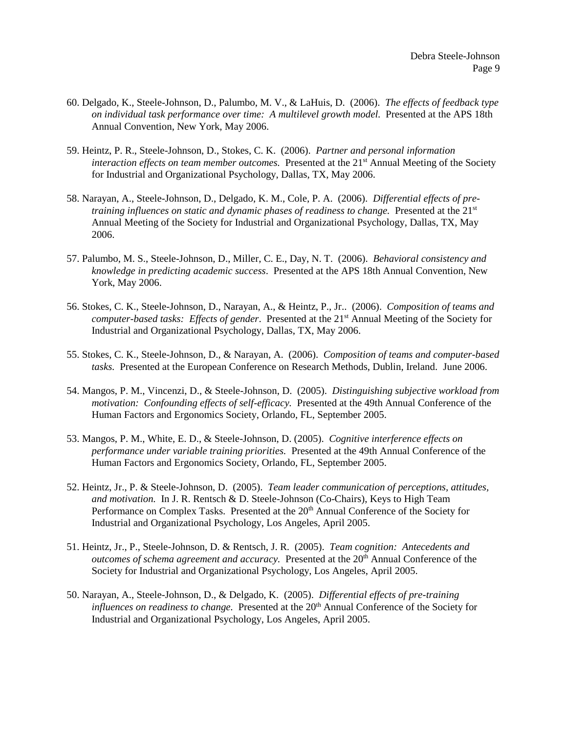60. Delgado, K., Steele-Johnson, D., Palumbo, M. V., & LaHuis, D. (2006). *The effects of feedback type on individual task performance over time: A multilevel growth model.* Presented at the APS 18th Annual Convention, New York, May 2006.

59. Heintz, P. R., Steele-Johnson, D., Stokes, C. K. (2006). *Partner and personal information interaction effects on team member outcomes.* Presented at the 21st Annual Meeting of the Society for Industrial and Organizational Psychology, Dallas, TX, May 2006.

58. Narayan, A., Steele-Johnson, D., Delgado, K. M., Cole, P. A. (2006). *Differential effects of pre-training influences on static and dynamic phases of readiness to change.* Presented at the 21st Annual Meeting of the Society for Industrial and Organizational Psychology, Dallas, TX, May 2006.

57. Palumbo, M. S., Steele-Johnson, D., Miller, C. E., Day, N. T. (2006). *Behavioral consistency and knowledge in predicting academic success*. Presented at the APS 18th Annual Convention, New York, May 2006.

56. Stokes, C. K., Steele-Johnson, D., Narayan, A., & Heintz, P., Jr.. (2006). *Composition of teams and computer-based tasks: Effects of gender*. Presented at the 21st Annual Meeting of the Society for Industrial and Organizational Psychology, Dallas, TX, May 2006.

55. Stokes, C. K., Steele-Johnson, D., & Narayan, A. (2006). *Composition of teams and computer-based tasks.* Presented at the European Conference on Research Methods, Dublin, Ireland. June 2006.

54. Mangos, P. M., Vincenzi, D., & Steele-Johnson, D. (2005). *Distinguishing subjective workload from motivation: Confounding effects of self-efficacy.* Presented at the 49th Annual Conference of the Human Factors and Ergonomics Society, Orlando, FL, September 2005.

53. Mangos, P. M., White, E. D., & Steele-Johnson, D. (2005). *Cognitive interference effects on performance under variable training priorities.* Presented at the 49th Annual Conference of the Human Factors and Ergonomics Society, Orlando, FL, September 2005.

52. Heintz, Jr., P. & Steele-Johnson, D. (2005). *Team leader communication of perceptions, attitudes, and motivation.* In J. R. Rentsch & D. Steele-Johnson (Co-Chairs), Keys to High Team Performance on Complex Tasks. Presented at the 20th Annual Conference of the Society for Industrial and Organizational Psychology, Los Angeles, April 2005.

51. Heintz, Jr., P., Steele-Johnson, D. & Rentsch, J. R. (2005). *Team cognition: Antecedents and outcomes of schema agreement and accuracy.* Presented at the 20th Annual Conference of the Society for Industrial and Organizational Psychology, Los Angeles, April 2005.

50. Narayan, A., Steele-Johnson, D., & Delgado, K. (2005). *Differential effects of pre-training influences on readiness to change.* Presented at the 20th Annual Conference of the Society for Industrial and Organizational Psychology, Los Angeles, April 2005.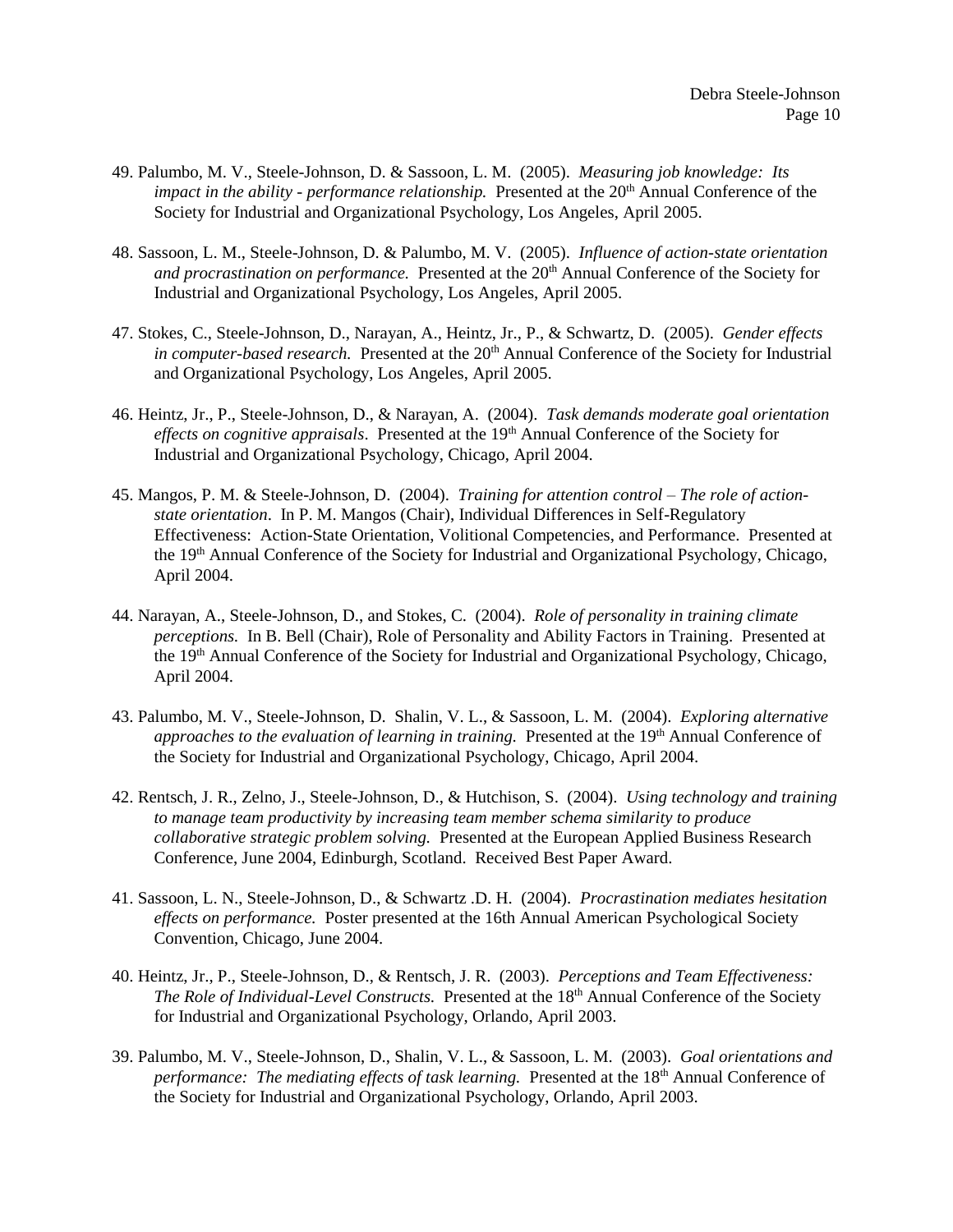49. Palumbo, M. V., Steele-Johnson, D. & Sassoon, L. M. (2005). *Measuring job knowledge: Its impact in the ability - performance relationship.* Presented at the 20th Annual Conference of the Society for Industrial and Organizational Psychology, Los Angeles, April 2005.

48. Sassoon, L. M., Steele-Johnson, D. & Palumbo, M. V. (2005). *Influence of action-state orientation and procrastination on performance.* Presented at the 20th Annual Conference of the Society for Industrial and Organizational Psychology, Los Angeles, April 2005.

47. Stokes, C., Steele-Johnson, D., Narayan, A., Heintz, Jr., P., & Schwartz, D. (2005). *Gender effects in computer-based research.* Presented at the 20th Annual Conference of the Society for Industrial and Organizational Psychology, Los Angeles, April 2005.

46. Heintz, Jr., P., Steele-Johnson, D., & Narayan, A. (2004). *Task demands moderate goal orientation effects on cognitive appraisals*. Presented at the 19th Annual Conference of the Society for Industrial and Organizational Psychology, Chicago, April 2004.

45. Mangos, P. M. & Steele-Johnson, D. (2004). *Training for attention control – The role of action-state orientation*. In P. M. Mangos (Chair), Individual Differences in Self-Regulatory Effectiveness: Action-State Orientation, Volitional Competencies, and Performance. Presented at the 19th Annual Conference of the Society for Industrial and Organizational Psychology, Chicago, April 2004.

44. Narayan, A., Steele-Johnson, D., and Stokes, C. (2004). *Role of personality in training climate perceptions.* In B. Bell (Chair), Role of Personality and Ability Factors in Training. Presented at the 19th Annual Conference of the Society for Industrial and Organizational Psychology, Chicago, April 2004.

43. Palumbo, M. V., Steele-Johnson, D. Shalin, V. L., & Sassoon, L. M. (2004). *Exploring alternative approaches to the evaluation of learning in training.* Presented at the 19th Annual Conference of the Society for Industrial and Organizational Psychology, Chicago, April 2004.

42. Rentsch, J. R., Zelno, J., Steele-Johnson, D., & Hutchison, S. (2004). *Using technology and training to manage team productivity by increasing team member schema similarity to produce collaborative strategic problem solving.* Presented at the European Applied Business Research Conference, June 2004, Edinburgh, Scotland. Received Best Paper Award.

41. Sassoon, L. N., Steele-Johnson, D., & Schwartz .D. H. (2004). *Procrastination mediates hesitation effects on performance.* Poster presented at the 16th Annual American Psychological Society Convention, Chicago, June 2004.

40. Heintz, Jr., P., Steele-Johnson, D., & Rentsch, J. R. (2003). *Perceptions and Team Effectiveness: The Role of Individual-Level Constructs.* Presented at the 18th Annual Conference of the Society for Industrial and Organizational Psychology, Orlando, April 2003.

39. Palumbo, M. V., Steele-Johnson, D., Shalin, V. L., & Sassoon, L. M. (2003). *Goal orientations and performance: The mediating effects of task learning.* Presented at the 18th Annual Conference of the Society for Industrial and Organizational Psychology, Orlando, April 2003.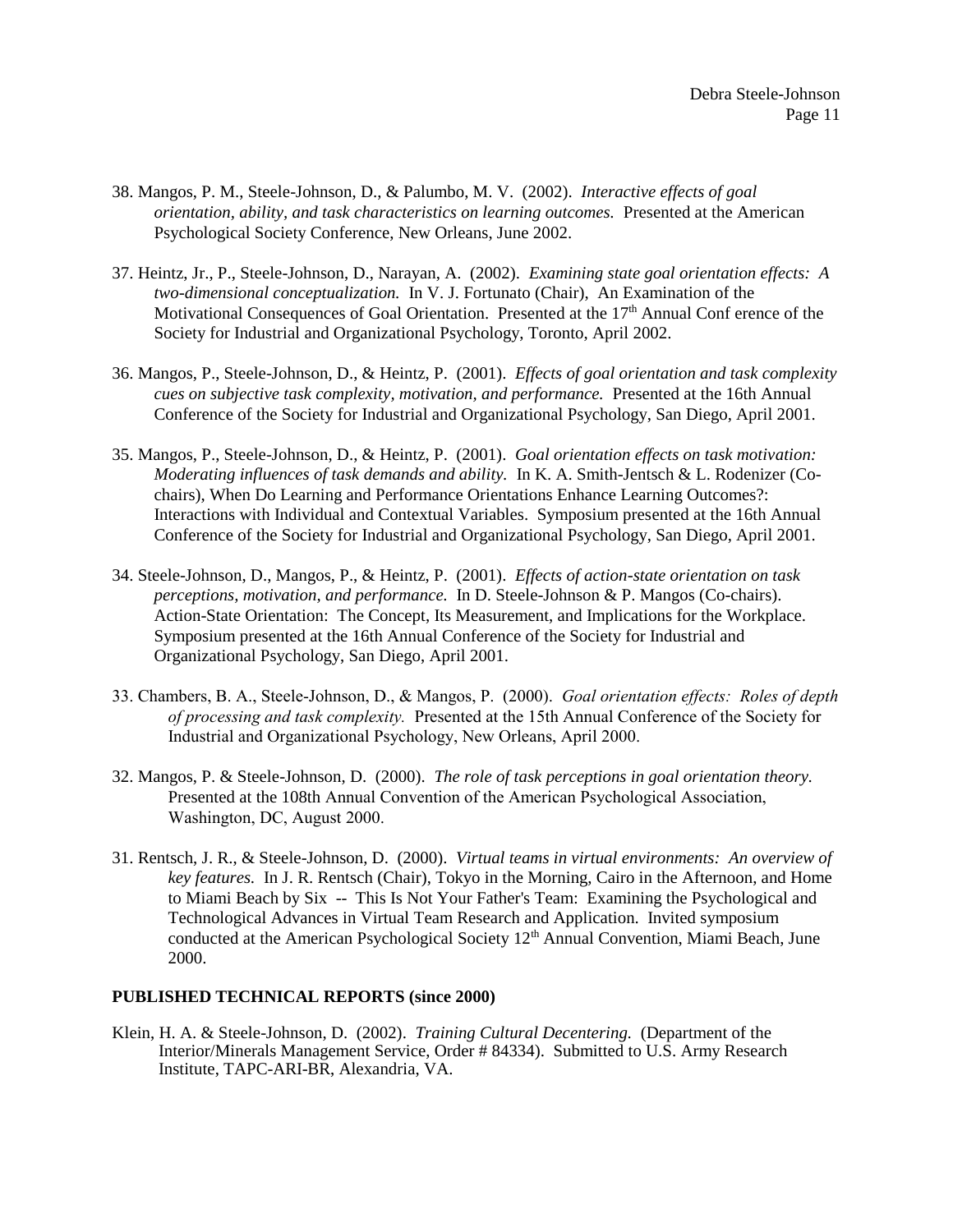38. Mangos, P. M., Steele-Johnson, D., & Palumbo, M. V. (2002). *Interactive effects of goal orientation, ability, and task characteristics on learning outcomes.* Presented at the American Psychological Society Conference, New Orleans, June 2002.

37. Heintz, Jr., P., Steele-Johnson, D., Narayan, A. (2002). *Examining state goal orientation effects: A two-dimensional conceptualization.* In V. J. Fortunato (Chair), An Examination of the Motivational Consequences of Goal Orientation. Presented at the 17th Annual Conf erence of the Society for Industrial and Organizational Psychology, Toronto, April 2002.

36. Mangos, P., Steele-Johnson, D., & Heintz, P. (2001). *Effects of goal orientation and task complexity cues on subjective task complexity, motivation, and performance.* Presented at the 16th Annual Conference of the Society for Industrial and Organizational Psychology, San Diego, April 2001.

35. Mangos, P., Steele-Johnson, D., & Heintz, P. (2001). *Goal orientation effects on task motivation: Moderating influences of task demands and ability.* In K. A. Smith-Jentsch & L. Rodenizer (Co-chairs), When Do Learning and Performance Orientations Enhance Learning Outcomes?: Interactions with Individual and Contextual Variables. Symposium presented at the 16th Annual Conference of the Society for Industrial and Organizational Psychology, San Diego, April 2001.

34. Steele-Johnson, D., Mangos, P., & Heintz, P. (2001). *Effects of action-state orientation on task perceptions, motivation, and performance.* In D. Steele-Johnson & P. Mangos (Co-chairs). Action-State Orientation: The Concept, Its Measurement, and Implications for the Workplace. Symposium presented at the 16th Annual Conference of the Society for Industrial and Organizational Psychology, San Diego, April 2001.

33. Chambers, B. A., Steele-Johnson, D., & Mangos, P. (2000). *Goal orientation effects: Roles of depth of processing and task complexity.* Presented at the 15th Annual Conference of the Society for Industrial and Organizational Psychology, New Orleans, April 2000.

32. Mangos, P. & Steele-Johnson, D. (2000). *The role of task perceptions in goal orientation theory.* Presented at the 108th Annual Convention of the American Psychological Association, Washington, DC, August 2000.

31. Rentsch, J. R., & Steele-Johnson, D. (2000). *Virtual teams in virtual environments: An overview of key features.* In J. R. Rentsch (Chair), Tokyo in the Morning, Cairo in the Afternoon, and Home to Miami Beach by Six -- This Is Not Your Father's Team: Examining the Psychological and Technological Advances in Virtual Team Research and Application. Invited symposium conducted at the American Psychological Society 12th Annual Convention, Miami Beach, June 2000.

**PUBLISHED TECHNICAL REPORTS (since 2000)**

Klein, H. A. & Steele-Johnson, D. (2002). *Training Cultural Decentering.* (Department of the Interior/Minerals Management Service, Order # 84334). Submitted to U.S. Army Research Institute, TAPC-ARI-BR, Alexandria, VA.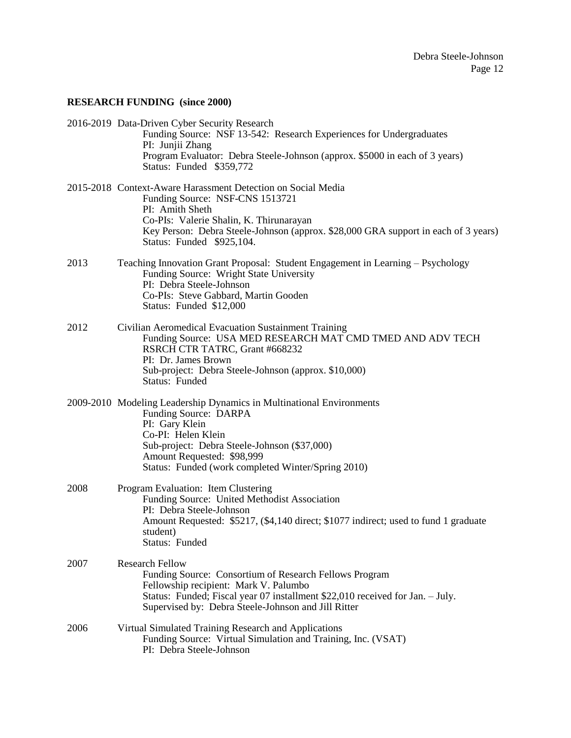**RESEARCH FUNDING (since 2000)**

2016-2019 Data-Driven Cyber Security Research
Funding Source: NSF 13-542: Research Experiences for Undergraduates
PI: Junjii Zhang
Program Evaluator: Debra Steele-Johnson (approx. $5000 in each of 3 years)
Status: Funded $359,772

2015-2018 Context-Aware Harassment Detection on Social Media
Funding Source: NSF-CNS 1513721
PI: Amith Sheth
Co-PIs: Valerie Shalin, K. Thirunarayan
Key Person: Debra Steele-Johnson (approx. $28,000 GRA support in each of 3 years)
Status: Funded $925,104.

2013 Teaching Innovation Grant Proposal: Student Engagement in Learning – Psychology
Funding Source: Wright State University
PI: Debra Steele-Johnson
Co-PIs: Steve Gabbard, Martin Gooden
Status: Funded $12,000

2012 Civilian Aeromedical Evacuation Sustainment Training
Funding Source: USA MED RESEARCH MAT CMD TMED AND ADV TECH RSRCH CTR TATRC, Grant #668232
PI: Dr. James Brown
Sub-project: Debra Steele-Johnson (approx. $10,000)
Status: Funded

2009-2010 Modeling Leadership Dynamics in Multinational Environments
Funding Source: DARPA
PI: Gary Klein
Co-PI: Helen Klein
Sub-project: Debra Steele-Johnson ($37,000)
Amount Requested: $98,999
Status: Funded (work completed Winter/Spring 2010)

2008 Program Evaluation: Item Clustering
Funding Source: United Methodist Association
PI: Debra Steele-Johnson
Amount Requested: $5217, ($4,140 direct; $1077 indirect; used to fund 1 graduate student)
Status: Funded

2007 Research Fellow
Funding Source: Consortium of Research Fellows Program
Fellowship recipient: Mark V. Palumbo
Status: Funded; Fiscal year 07 installment $22,010 received for Jan. – July.
Supervised by: Debra Steele-Johnson and Jill Ritter

2006 Virtual Simulated Training Research and Applications
Funding Source: Virtual Simulation and Training, Inc. (VSAT)
PI: Debra Steele-Johnson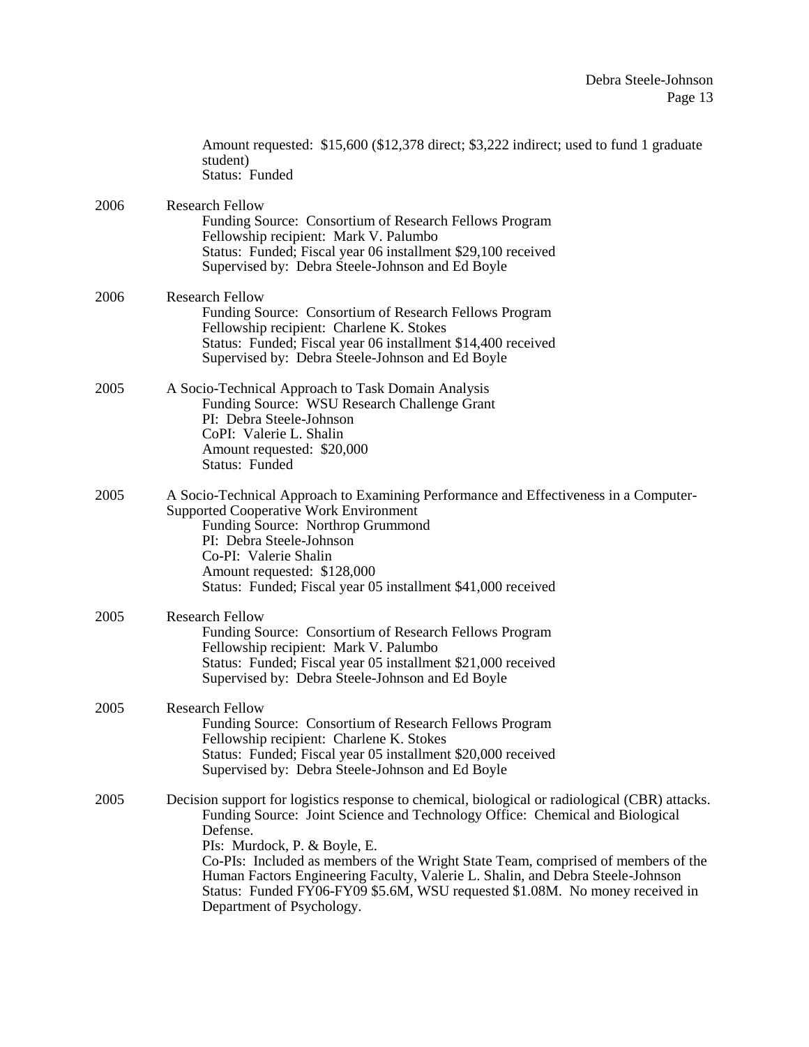Amount requested: $15,600 ($12,378 direct; $3,222 indirect; used to fund 1 graduate student)
Status: Funded

2006 Research Fellow
Funding Source: Consortium of Research Fellows Program
Fellowship recipient: Mark V. Palumbo
Status: Funded; Fiscal year 06 installment $29,100 received
Supervised by: Debra Steele-Johnson and Ed Boyle

2006 Research Fellow
Funding Source: Consortium of Research Fellows Program
Fellowship recipient: Charlene K. Stokes
Status: Funded; Fiscal year 06 installment $14,400 received
Supervised by: Debra Steele-Johnson and Ed Boyle

2005 A Socio-Technical Approach to Task Domain Analysis
Funding Source: WSU Research Challenge Grant
PI: Debra Steele-Johnson
CoPI: Valerie L. Shalin
Amount requested: $20,000
Status: Funded

2005 A Socio-Technical Approach to Examining Performance and Effectiveness in a Computer-Supported Cooperative Work Environment
Funding Source: Northrop Grummond
PI: Debra Steele-Johnson
Co-PI: Valerie Shalin
Amount requested: $128,000
Status: Funded; Fiscal year 05 installment $41,000 received

2005 Research Fellow
Funding Source: Consortium of Research Fellows Program
Fellowship recipient: Mark V. Palumbo
Status: Funded; Fiscal year 05 installment $21,000 received
Supervised by: Debra Steele-Johnson and Ed Boyle

2005 Research Fellow
Funding Source: Consortium of Research Fellows Program
Fellowship recipient: Charlene K. Stokes
Status: Funded; Fiscal year 05 installment $20,000 received
Supervised by: Debra Steele-Johnson and Ed Boyle

2005 Decision support for logistics response to chemical, biological or radiological (CBR) attacks.
Funding Source: Joint Science and Technology Office: Chemical and Biological Defense.
PIs: Murdock, P. & Boyle, E.
Co-PIs: Included as members of the Wright State Team, comprised of members of the Human Factors Engineering Faculty, Valerie L. Shalin, and Debra Steele-Johnson
Status: Funded FY06-FY09 $5.6M, WSU requested $1.08M. No money received in Department of Psychology.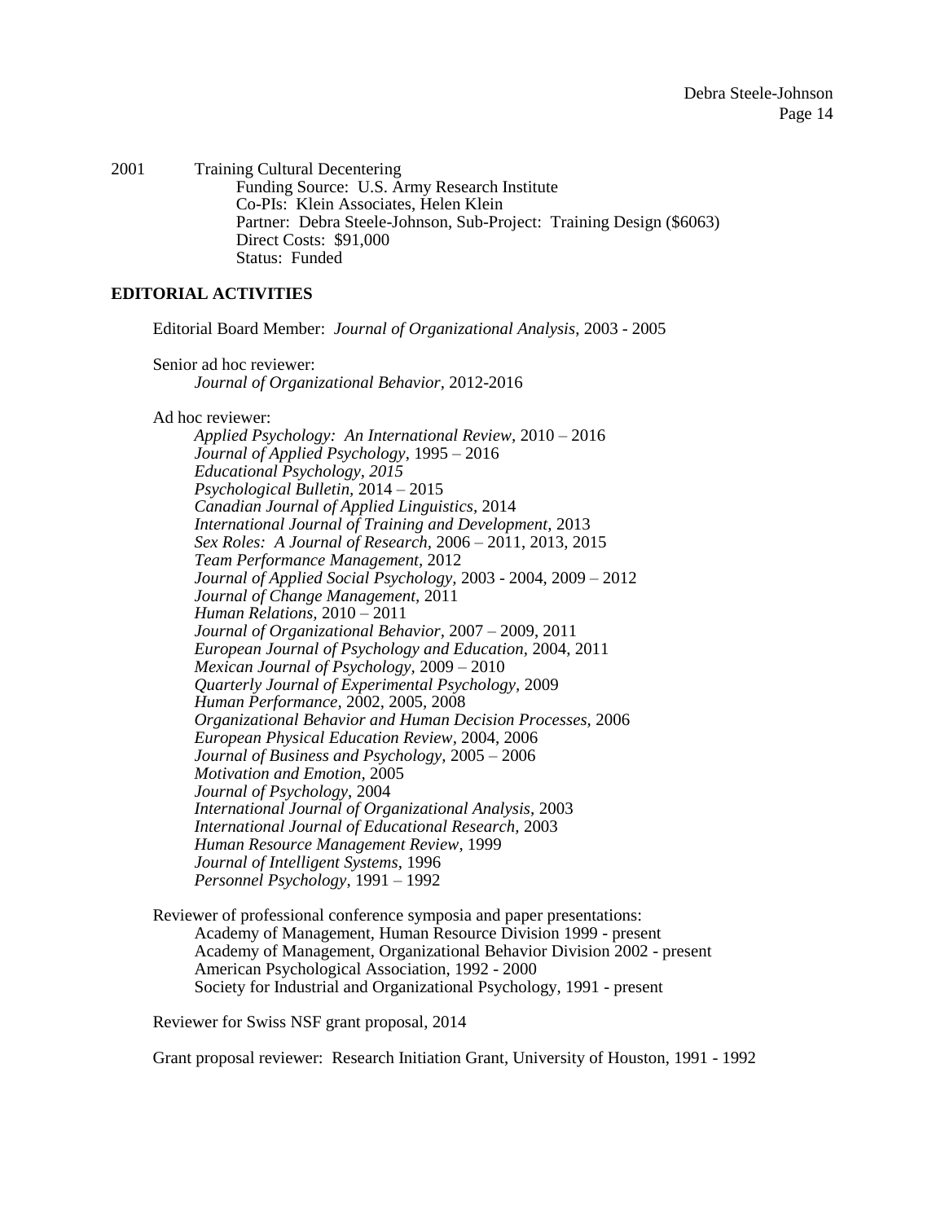2001 Training Cultural Decentering
Funding Source: U.S. Army Research Institute
Co-PIs: Klein Associates, Helen Klein
Partner: Debra Steele-Johnson, Sub-Project: Training Design ($6063)
Direct Costs: $91,000
Status: Funded

**EDITORIAL ACTIVITIES**

Editorial Board Member: *Journal of Organizational Analysis*, 2003 - 2005

Senior ad hoc reviewer:
*Journal of Organizational Behavior*, 2012-2016

Ad hoc reviewer:
*Applied Psychology: An International Review*, 2010 – 2016
*Journal of Applied Psychology*, 1995 – 2016
*Educational Psychology, 2015*
*Psychological Bulletin*, 2014 – 2015
*Canadian Journal of Applied Linguistics*, 2014
*International Journal of Training and Development*, 2013
*Sex Roles: A Journal of Research*, 2006 – 2011, 2013, 2015
*Team Performance Management*, 2012
*Journal of Applied Social Psychology*, 2003 - 2004, 2009 – 2012
*Journal of Change Management*, 2011
*Human Relations*, 2010 – 2011
*Journal of Organizational Behavior*, 2007 – 2009, 2011
*European Journal of Psychology and Education*, 2004, 2011
*Mexican Journal of Psychology*, 2009 – 2010
*Quarterly Journal of Experimental Psychology*, 2009
*Human Performance*, 2002, 2005, 2008
*Organizational Behavior and Human Decision Processes*, 2006
*European Physical Education Review*, 2004, 2006
*Journal of Business and Psychology*, 2005 – 2006
*Motivation and Emotion*, 2005
*Journal of Psychology*, 2004
*International Journal of Organizational Analysis*, 2003
*International Journal of Educational Research*, 2003
*Human Resource Management Review*, 1999
*Journal of Intelligent Systems*, 1996
*Personnel Psychology*, 1991 – 1992

Reviewer of professional conference symposia and paper presentations:
Academy of Management, Human Resource Division 1999 - present
Academy of Management, Organizational Behavior Division 2002 - present
American Psychological Association, 1992 - 2000
Society for Industrial and Organizational Psychology, 1991 - present

Reviewer for Swiss NSF grant proposal, 2014

Grant proposal reviewer: Research Initiation Grant, University of Houston, 1991 - 1992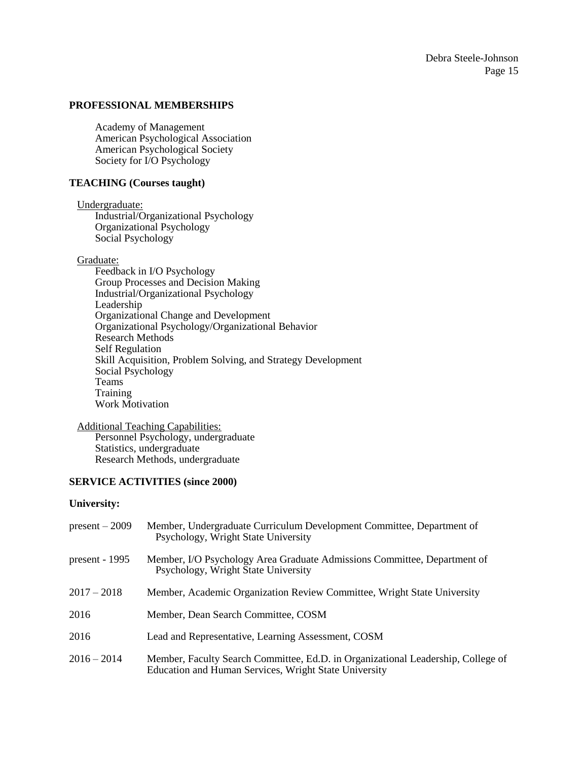## PROFESSIONAL MEMBERSHIPS

Academy of Management
American Psychological Association
American Psychological Society
Society for I/O Psychology

## TEACHING (Courses taught)

Undergraduate:

- Industrial/Organizational Psychology
- Organizational Psychology
- Social Psychology

Graduate:

- Feedback in I/O Psychology
- Group Processes and Decision Making
- Industrial/Organizational Psychology
- Leadership
- Organizational Change and Development
- Organizational Psychology/Organizational Behavior
- Research Methods
- Self Regulation
- Skill Acquisition, Problem Solving, and Strategy Development
- Social Psychology
- Teams
- Training
- Work Motivation

Additional Teaching Capabilities:

- Personnel Psychology, undergraduate
- Statistics, undergraduate
- Research Methods, undergraduate

## SERVICE ACTIVITIES (since 2000)

### University:

present – 2009 Member, Undergraduate Curriculum Development Committee, Department of Psychology, Wright State University

present - 1995 Member, I/O Psychology Area Graduate Admissions Committee, Department of Psychology, Wright State University

2017 – 2018 Member, Academic Organization Review Committee, Wright State University

2016 Member, Dean Search Committee, COSM

2016 Lead and Representative, Learning Assessment, COSM

2016 – 2014 Member, Faculty Search Committee, Ed.D. in Organizational Leadership, College of Education and Human Services, Wright State University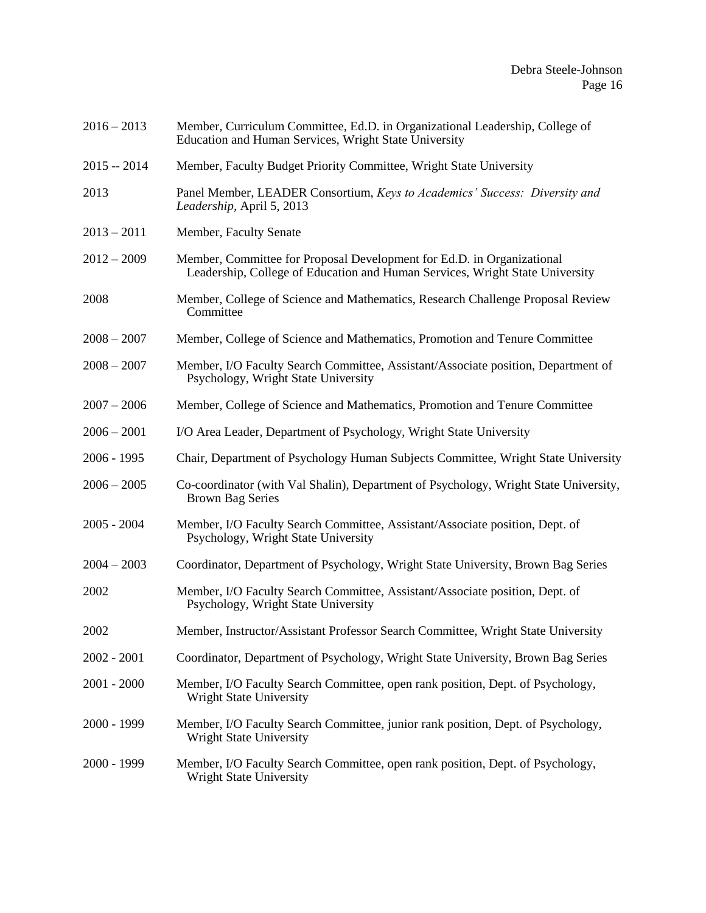2016 – 2013 Member, Curriculum Committee, Ed.D. in Organizational Leadership, College of Education and Human Services, Wright State University

2015 -- 2014 Member, Faculty Budget Priority Committee, Wright State University

2013 Panel Member, LEADER Consortium, *Keys to Academics' Success: Diversity and Leadership*, April 5, 2013

2013 – 2011 Member, Faculty Senate

2012 – 2009 Member, Committee for Proposal Development for Ed.D. in Organizational Leadership, College of Education and Human Services, Wright State University

2008 Member, College of Science and Mathematics, Research Challenge Proposal Review Committee

2008 – 2007 Member, College of Science and Mathematics, Promotion and Tenure Committee

2008 – 2007 Member, I/O Faculty Search Committee, Assistant/Associate position, Department of Psychology, Wright State University

2007 – 2006 Member, College of Science and Mathematics, Promotion and Tenure Committee

2006 – 2001 I/O Area Leader, Department of Psychology, Wright State University

2006 - 1995 Chair, Department of Psychology Human Subjects Committee, Wright State University

2006 – 2005 Co-coordinator (with Val Shalin), Department of Psychology, Wright State University, Brown Bag Series

2005 - 2004 Member, I/O Faculty Search Committee, Assistant/Associate position, Dept. of Psychology, Wright State University

2004 – 2003 Coordinator, Department of Psychology, Wright State University, Brown Bag Series

2002 Member, I/O Faculty Search Committee, Assistant/Associate position, Dept. of Psychology, Wright State University

2002 Member, Instructor/Assistant Professor Search Committee, Wright State University

2002 - 2001 Coordinator, Department of Psychology, Wright State University, Brown Bag Series

2001 - 2000 Member, I/O Faculty Search Committee, open rank position, Dept. of Psychology, Wright State University

2000 - 1999 Member, I/O Faculty Search Committee, junior rank position, Dept. of Psychology, Wright State University

2000 - 1999 Member, I/O Faculty Search Committee, open rank position, Dept. of Psychology, Wright State University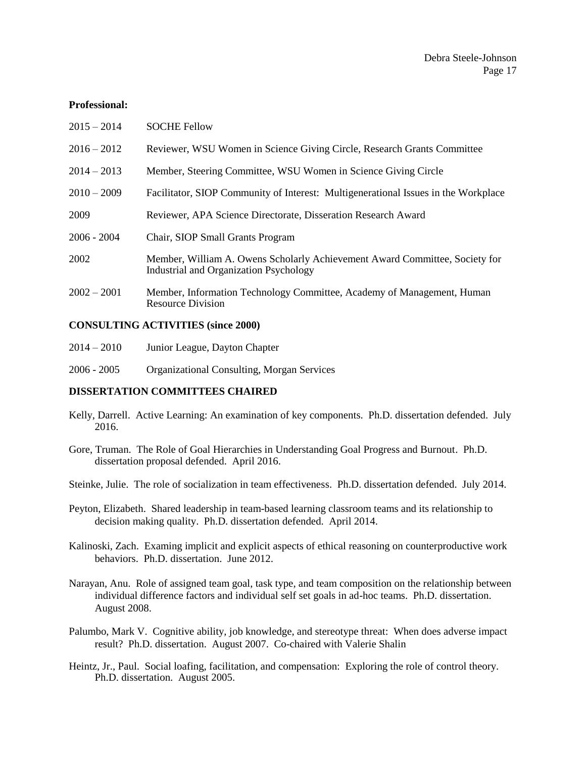**Professional:**

2015 – 2014 SOCHE Fellow

2016 – 2012 Reviewer, WSU Women in Science Giving Circle, Research Grants Committee

2014 – 2013 Member, Steering Committee, WSU Women in Science Giving Circle

2010 – 2009 Facilitator, SIOP Community of Interest: Multigenerational Issues in the Workplace

2009 Reviewer, APA Science Directorate, Disseration Research Award

2006 - 2004 Chair, SIOP Small Grants Program

2002 Member, William A. Owens Scholarly Achievement Award Committee, Society for Industrial and Organization Psychology

2002 – 2001 Member, Information Technology Committee, Academy of Management, Human Resource Division

**CONSULTING ACTIVITIES (since 2000)**

2014 – 2010 Junior League, Dayton Chapter

2006 - 2005 Organizational Consulting, Morgan Services

**DISSERTATION COMMITTEES CHAIRED**

Kelly, Darrell. Active Learning: An examination of key components. Ph.D. dissertation defended. July 2016.

Gore, Truman. The Role of Goal Hierarchies in Understanding Goal Progress and Burnout. Ph.D. dissertation proposal defended. April 2016.

Steinke, Julie. The role of socialization in team effectiveness. Ph.D. dissertation defended. July 2014.

Peyton, Elizabeth. Shared leadership in team-based learning classroom teams and its relationship to decision making quality. Ph.D. dissertation defended. April 2014.

Kalinoski, Zach. Examing implicit and explicit aspects of ethical reasoning on counterproductive work behaviors. Ph.D. dissertation. June 2012.

Narayan, Anu. Role of assigned team goal, task type, and team composition on the relationship between individual difference factors and individual self set goals in ad-hoc teams. Ph.D. dissertation. August 2008.

Palumbo, Mark V. Cognitive ability, job knowledge, and stereotype threat: When does adverse impact result? Ph.D. dissertation. August 2007. Co-chaired with Valerie Shalin

Heintz, Jr., Paul. Social loafing, facilitation, and compensation: Exploring the role of control theory. Ph.D. dissertation. August 2005.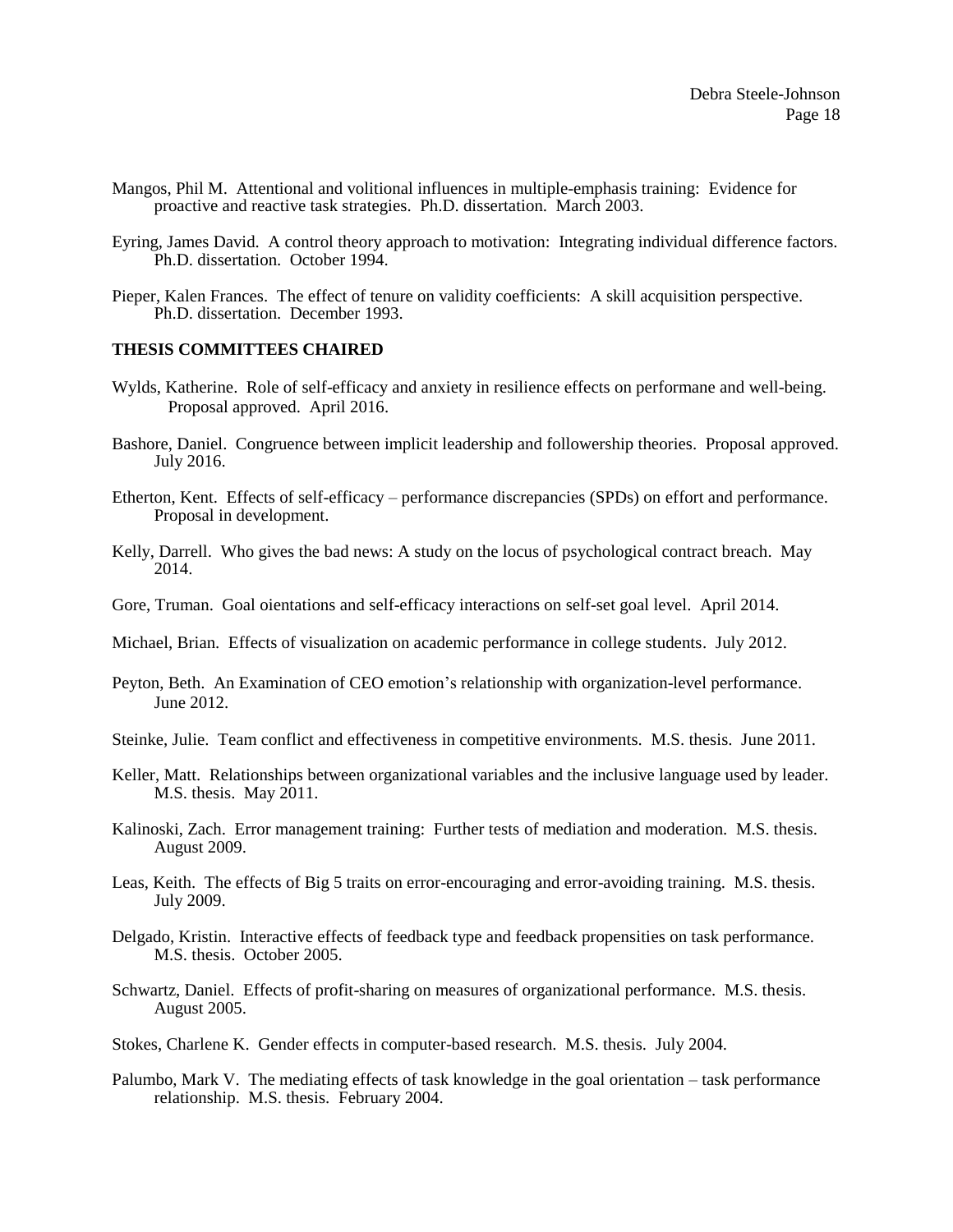Mangos, Phil M. Attentional and volitional influences in multiple-emphasis training: Evidence for proactive and reactive task strategies. Ph.D. dissertation. March 2003.

Eyring, James David. A control theory approach to motivation: Integrating individual difference factors. Ph.D. dissertation. October 1994.

Pieper, Kalen Frances. The effect of tenure on validity coefficients: A skill acquisition perspective. Ph.D. dissertation. December 1993.

**THESIS COMMITTEES CHAIRED**

Wylds, Katherine. Role of self-efficacy and anxiety in resilience effects on performane and well-being. Proposal approved. April 2016.

Bashore, Daniel. Congruence between implicit leadership and followership theories. Proposal approved. July 2016.

Etherton, Kent. Effects of self-efficacy – performance discrepancies (SPDs) on effort and performance. Proposal in development.

Kelly, Darrell. Who gives the bad news: A study on the locus of psychological contract breach. May 2014.

Gore, Truman. Goal oientations and self-efficacy interactions on self-set goal level. April 2014.

Michael, Brian. Effects of visualization on academic performance in college students. July 2012.

Peyton, Beth. An Examination of CEO emotion's relationship with organization-level performance. June 2012.

Steinke, Julie. Team conflict and effectiveness in competitive environments. M.S. thesis. June 2011.

Keller, Matt. Relationships between organizational variables and the inclusive language used by leader. M.S. thesis. May 2011.

Kalinoski, Zach. Error management training: Further tests of mediation and moderation. M.S. thesis. August 2009.

Leas, Keith. The effects of Big 5 traits on error-encouraging and error-avoiding training. M.S. thesis. July 2009.

Delgado, Kristin. Interactive effects of feedback type and feedback propensities on task performance. M.S. thesis. October 2005.

Schwartz, Daniel. Effects of profit-sharing on measures of organizational performance. M.S. thesis. August 2005.

Stokes, Charlene K. Gender effects in computer-based research. M.S. thesis. July 2004.

Palumbo, Mark V. The mediating effects of task knowledge in the goal orientation – task performance relationship. M.S. thesis. February 2004.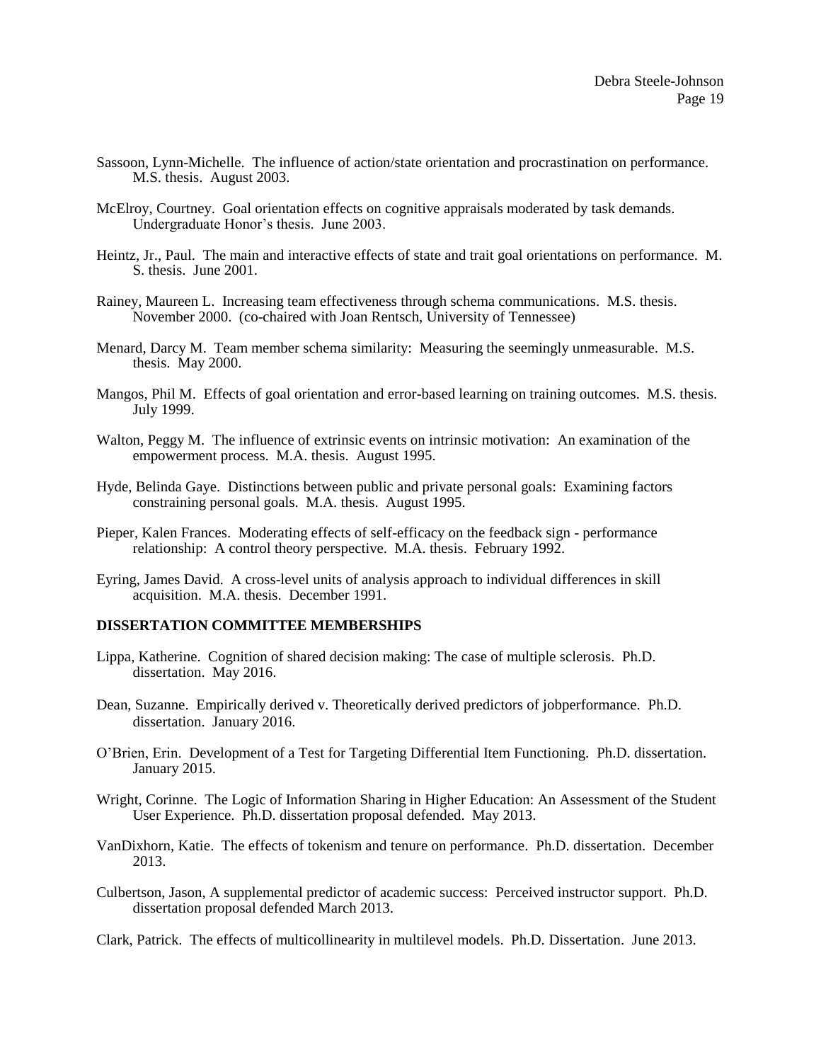Sassoon, Lynn-Michelle. The influence of action/state orientation and procrastination on performance. M.S. thesis. August 2003.

McElroy, Courtney. Goal orientation effects on cognitive appraisals moderated by task demands. Undergraduate Honor's thesis. June 2003.

Heintz, Jr., Paul. The main and interactive effects of state and trait goal orientations on performance. M. S. thesis. June 2001.

Rainey, Maureen L. Increasing team effectiveness through schema communications. M.S. thesis. November 2000. (co-chaired with Joan Rentsch, University of Tennessee)

Menard, Darcy M. Team member schema similarity: Measuring the seemingly unmeasurable. M.S. thesis. May 2000.

Mangos, Phil M. Effects of goal orientation and error-based learning on training outcomes. M.S. thesis. July 1999.

Walton, Peggy M. The influence of extrinsic events on intrinsic motivation: An examination of the empowerment process. M.A. thesis. August 1995.

Hyde, Belinda Gaye. Distinctions between public and private personal goals: Examining factors constraining personal goals. M.A. thesis. August 1995.

Pieper, Kalen Frances. Moderating effects of self-efficacy on the feedback sign - performance relationship: A control theory perspective. M.A. thesis. February 1992.

Eyring, James David. A cross-level units of analysis approach to individual differences in skill acquisition. M.A. thesis. December 1991.

**DISSERTATION COMMITTEE MEMBERSHIPS**

Lippa, Katherine. Cognition of shared decision making: The case of multiple sclerosis. Ph.D. dissertation. May 2016.

Dean, Suzanne. Empirically derived v. Theoretically derived predictors of jobperformance. Ph.D. dissertation. January 2016.

O'Brien, Erin. Development of a Test for Targeting Differential Item Functioning. Ph.D. dissertation. January 2015.

Wright, Corinne. The Logic of Information Sharing in Higher Education: An Assessment of the Student User Experience. Ph.D. dissertation proposal defended. May 2013.

VanDixhorn, Katie. The effects of tokenism and tenure on performance. Ph.D. dissertation. December 2013.

Culbertson, Jason, A supplemental predictor of academic success: Perceived instructor support. Ph.D. dissertation proposal defended March 2013.

Clark, Patrick. The effects of multicollinearity in multilevel models. Ph.D. Dissertation. June 2013.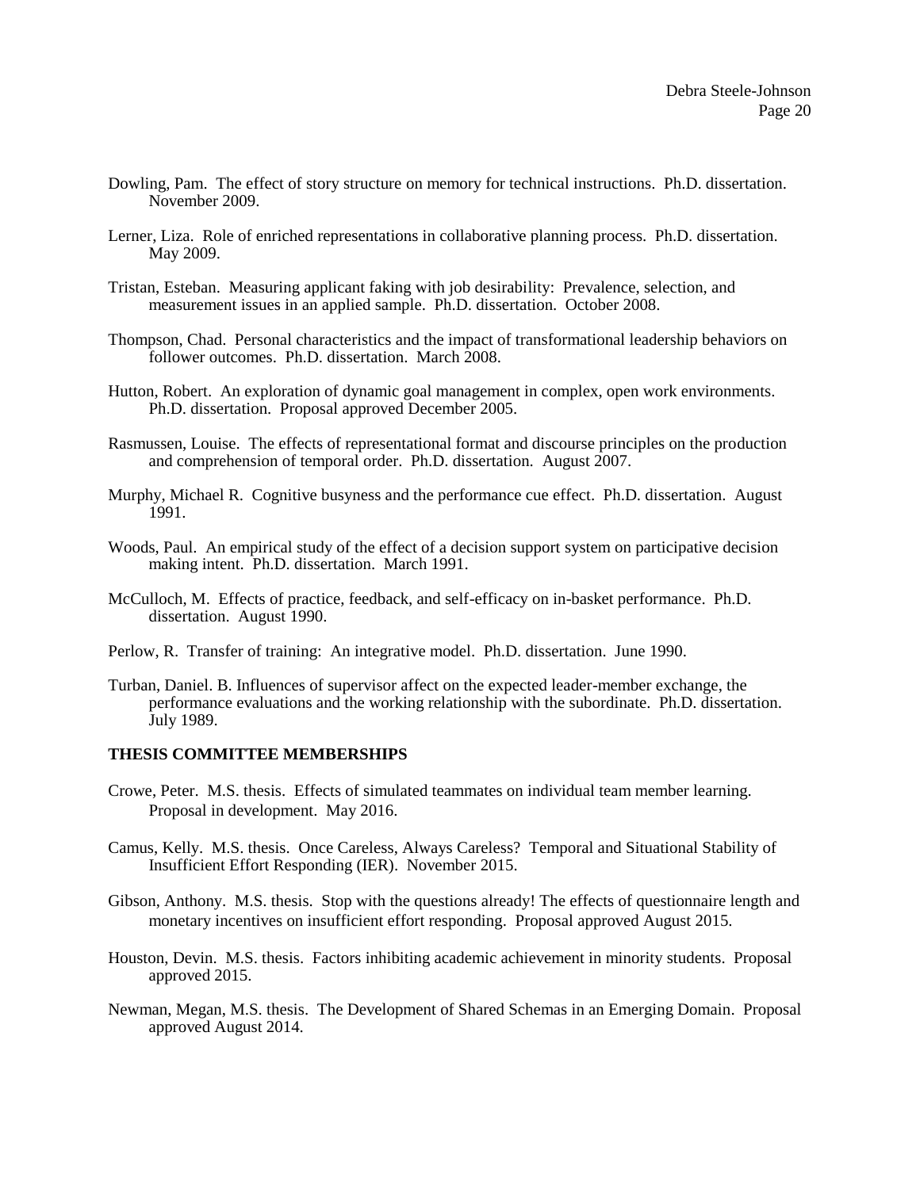Dowling, Pam. The effect of story structure on memory for technical instructions. Ph.D. dissertation. November 2009.

Lerner, Liza. Role of enriched representations in collaborative planning process. Ph.D. dissertation. May 2009.

Tristan, Esteban. Measuring applicant faking with job desirability: Prevalence, selection, and measurement issues in an applied sample. Ph.D. dissertation. October 2008.

Thompson, Chad. Personal characteristics and the impact of transformational leadership behaviors on follower outcomes. Ph.D. dissertation. March 2008.

Hutton, Robert. An exploration of dynamic goal management in complex, open work environments. Ph.D. dissertation. Proposal approved December 2005.

Rasmussen, Louise. The effects of representational format and discourse principles on the production and comprehension of temporal order. Ph.D. dissertation. August 2007.

Murphy, Michael R. Cognitive busyness and the performance cue effect. Ph.D. dissertation. August 1991.

Woods, Paul. An empirical study of the effect of a decision support system on participative decision making intent. Ph.D. dissertation. March 1991.

McCulloch, M. Effects of practice, feedback, and self-efficacy on in-basket performance. Ph.D. dissertation. August 1990.

Perlow, R. Transfer of training: An integrative model. Ph.D. dissertation. June 1990.

Turban, Daniel. B. Influences of supervisor affect on the expected leader-member exchange, the performance evaluations and the working relationship with the subordinate. Ph.D. dissertation. July 1989.

**THESIS COMMITTEE MEMBERSHIPS**

Crowe, Peter. M.S. thesis. Effects of simulated teammates on individual team member learning. Proposal in development. May 2016.

Camus, Kelly. M.S. thesis. Once Careless, Always Careless? Temporal and Situational Stability of Insufficient Effort Responding (IER). November 2015.

Gibson, Anthony. M.S. thesis. Stop with the questions already! The effects of questionnaire length and monetary incentives on insufficient effort responding. Proposal approved August 2015.

Houston, Devin. M.S. thesis. Factors inhibiting academic achievement in minority students. Proposal approved 2015.

Newman, Megan, M.S. thesis. The Development of Shared Schemas in an Emerging Domain. Proposal approved August 2014.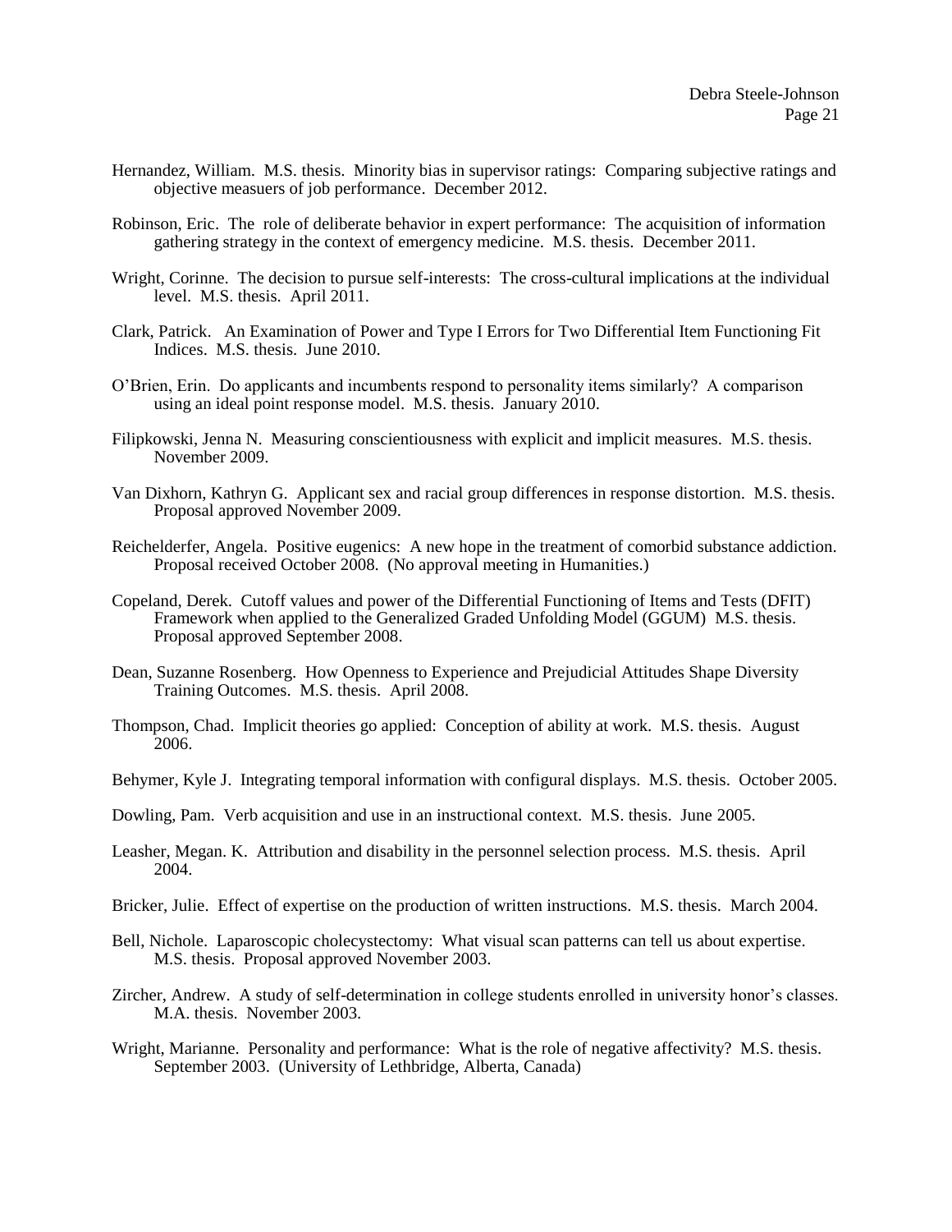Hernandez, William. M.S. thesis. Minority bias in supervisor ratings: Comparing subjective ratings and objective measuers of job performance. December 2012.

Robinson, Eric. The role of deliberate behavior in expert performance: The acquisition of information gathering strategy in the context of emergency medicine. M.S. thesis. December 2011.

Wright, Corinne. The decision to pursue self-interests: The cross-cultural implications at the individual level. M.S. thesis. April 2011.

Clark, Patrick. An Examination of Power and Type I Errors for Two Differential Item Functioning Fit Indices. M.S. thesis. June 2010.

O'Brien, Erin. Do applicants and incumbents respond to personality items similarly? A comparison using an ideal point response model. M.S. thesis. January 2010.

Filipkowski, Jenna N. Measuring conscientiousness with explicit and implicit measures. M.S. thesis. November 2009.

Van Dixhorn, Kathryn G. Applicant sex and racial group differences in response distortion. M.S. thesis. Proposal approved November 2009.

Reichelderfer, Angela. Positive eugenics: A new hope in the treatment of comorbid substance addiction. Proposal received October 2008. (No approval meeting in Humanities.)

Copeland, Derek. Cutoff values and power of the Differential Functioning of Items and Tests (DFIT) Framework when applied to the Generalized Graded Unfolding Model (GGUM) M.S. thesis. Proposal approved September 2008.

Dean, Suzanne Rosenberg. How Openness to Experience and Prejudicial Attitudes Shape Diversity Training Outcomes. M.S. thesis. April 2008.

Thompson, Chad. Implicit theories go applied: Conception of ability at work. M.S. thesis. August 2006.

Behymer, Kyle J. Integrating temporal information with configural displays. M.S. thesis. October 2005.

Dowling, Pam. Verb acquisition and use in an instructional context. M.S. thesis. June 2005.

Leasher, Megan. K. Attribution and disability in the personnel selection process. M.S. thesis. April 2004.

Bricker, Julie. Effect of expertise on the production of written instructions. M.S. thesis. March 2004.

Bell, Nichole. Laparoscopic cholecystectomy: What visual scan patterns can tell us about expertise. M.S. thesis. Proposal approved November 2003.

Zircher, Andrew. A study of self-determination in college students enrolled in university honor's classes. M.A. thesis. November 2003.

Wright, Marianne. Personality and performance: What is the role of negative affectivity? M.S. thesis. September 2003. (University of Lethbridge, Alberta, Canada)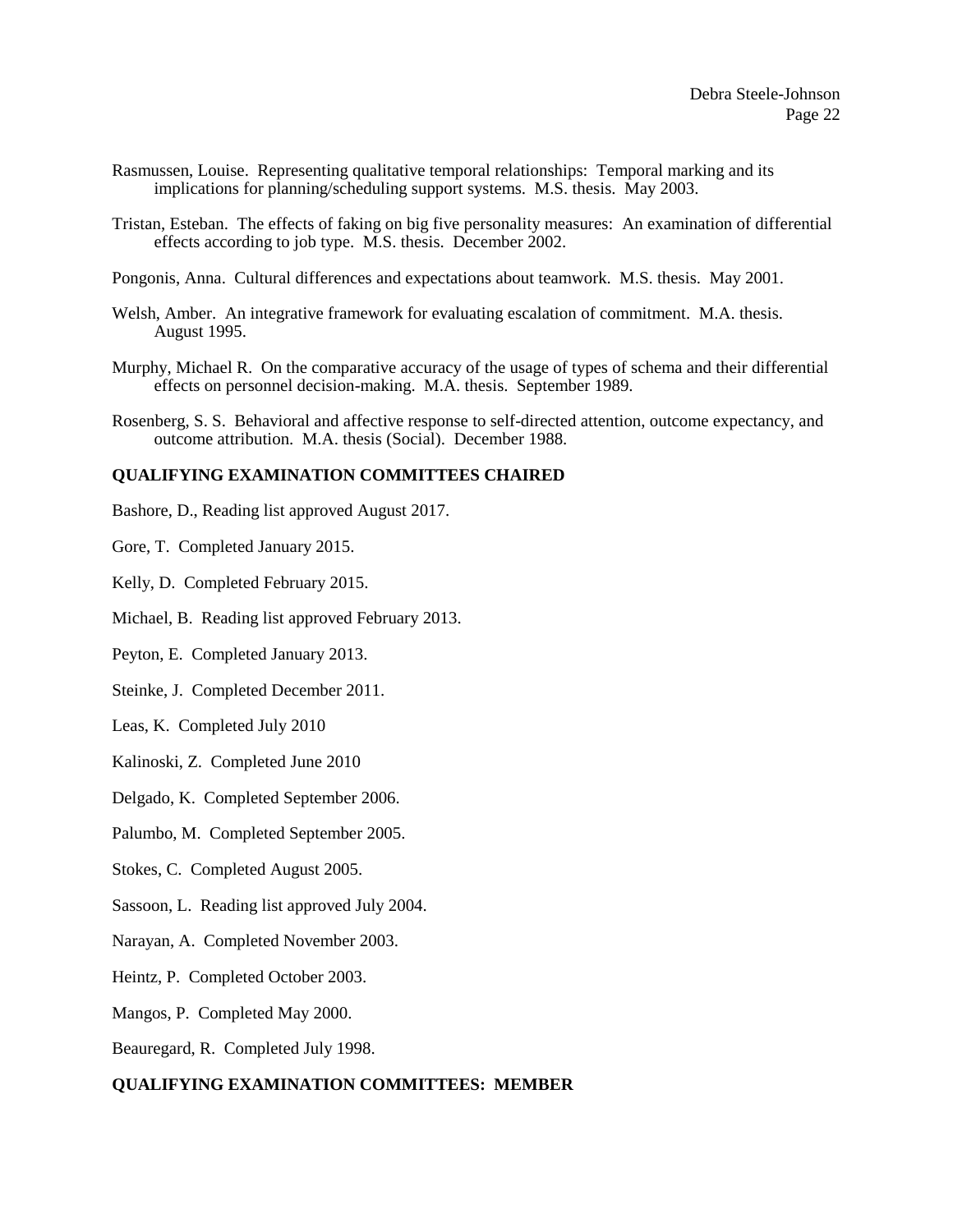Rasmussen, Louise. Representing qualitative temporal relationships: Temporal marking and its implications for planning/scheduling support systems. M.S. thesis. May 2003.

Tristan, Esteban. The effects of faking on big five personality measures: An examination of differential effects according to job type. M.S. thesis. December 2002.

Pongonis, Anna. Cultural differences and expectations about teamwork. M.S. thesis. May 2001.

Welsh, Amber. An integrative framework for evaluating escalation of commitment. M.A. thesis. August 1995.

Murphy, Michael R. On the comparative accuracy of the usage of types of schema and their differential effects on personnel decision-making. M.A. thesis. September 1989.

Rosenberg, S. S. Behavioral and affective response to self-directed attention, outcome expectancy, and outcome attribution. M.A. thesis (Social). December 1988.

**QUALIFYING EXAMINATION COMMITTEES CHAIRED**

Bashore, D., Reading list approved August 2017.

Gore, T. Completed January 2015.

Kelly, D. Completed February 2015.

Michael, B. Reading list approved February 2013.

Peyton, E. Completed January 2013.

Steinke, J. Completed December 2011.

Leas, K. Completed July 2010

Kalinoski, Z. Completed June 2010

Delgado, K. Completed September 2006.

Palumbo, M. Completed September 2005.

Stokes, C. Completed August 2005.

Sassoon, L. Reading list approved July 2004.

Narayan, A. Completed November 2003.

Heintz, P. Completed October 2003.

Mangos, P. Completed May 2000.

Beauregard, R. Completed July 1998.

**QUALIFYING EXAMINATION COMMITTEES: MEMBER**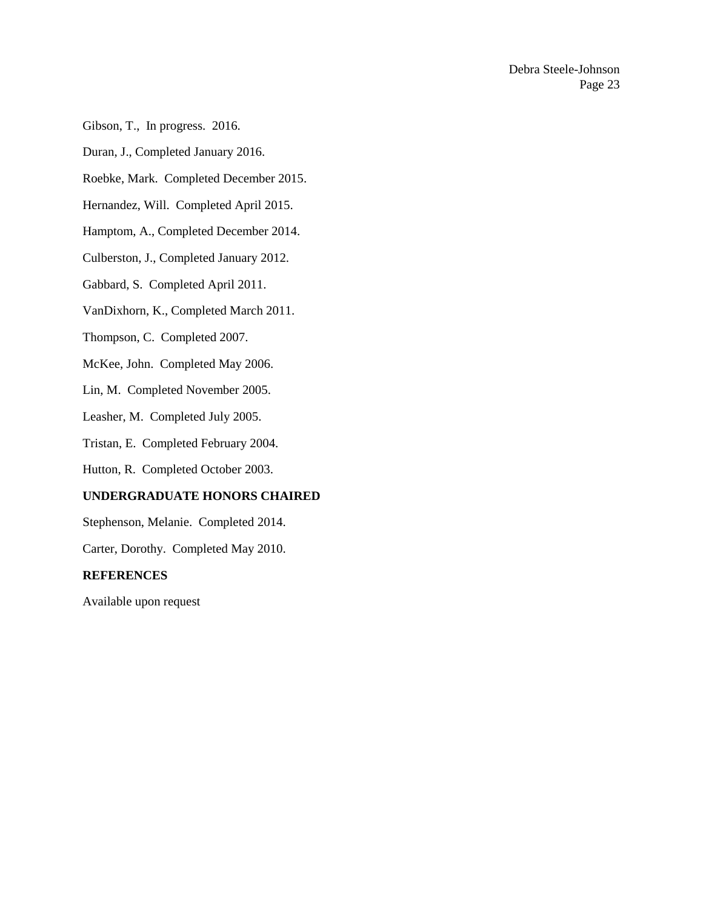Gibson, T., In progress. 2016.

Duran, J., Completed January 2016.

Roebke, Mark. Completed December 2015.

Hernandez, Will. Completed April 2015.

Hamptom, A., Completed December 2014.

Culberston, J., Completed January 2012.

Gabbard, S. Completed April 2011.

VanDixhorn, K., Completed March 2011.

Thompson, C. Completed 2007.

McKee, John. Completed May 2006.

Lin, M. Completed November 2005.

Leasher, M. Completed July 2005.

Tristan, E. Completed February 2004.

Hutton, R. Completed October 2003.

**UNDERGRADUATE HONORS CHAIRED**

Stephenson, Melanie. Completed 2014.

Carter, Dorothy. Completed May 2010.

**REFERENCES**

Available upon request